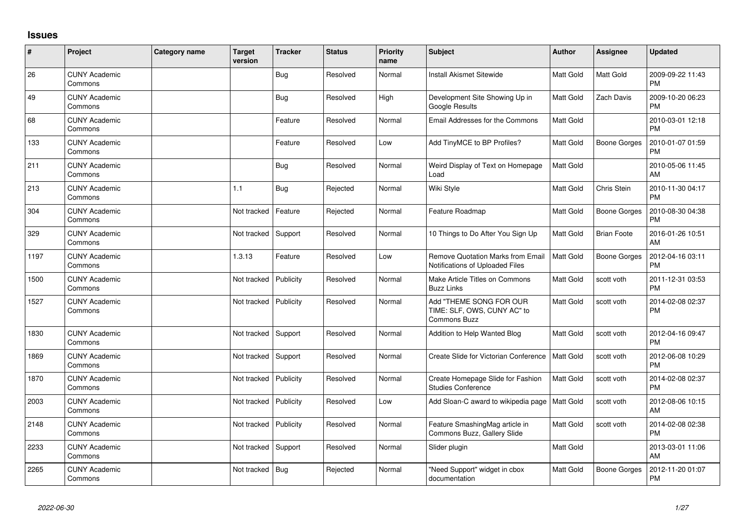# Issues

| # | Project | Category name | Target version | Tracker | Status | Priority name | Subject | Author | Assignee | Updated |
|---|---|---|---|---|---|---|---|---|---|---|
| 26 | CUNY Academic Commons | | | Bug | Resolved | Normal | Install Akismet Sitewide | Matt Gold | Matt Gold | 2009-09-22 11:43 PM |
| 49 | CUNY Academic Commons | | | Bug | Resolved | High | Development Site Showing Up in Google Results | Matt Gold | Zach Davis | 2009-10-20 06:23 PM |
| 68 | CUNY Academic Commons | | | Feature | Resolved | Normal | Email Addresses for the Commons | Matt Gold | | 2010-03-01 12:18 PM |
| 133 | CUNY Academic Commons | | | Feature | Resolved | Low | Add TinyMCE to BP Profiles? | Matt Gold | Boone Gorges | 2010-01-07 01:59 PM |
| 211 | CUNY Academic Commons | | | Bug | Resolved | Normal | Weird Display of Text on Homepage Load | Matt Gold | | 2010-05-06 11:45 AM |
| 213 | CUNY Academic Commons | | 1.1 | Bug | Rejected | Normal | Wiki Style | Matt Gold | Chris Stein | 2010-11-30 04:17 PM |
| 304 | CUNY Academic Commons | | Not tracked | Feature | Rejected | Normal | Feature Roadmap | Matt Gold | Boone Gorges | 2010-08-30 04:38 PM |
| 329 | CUNY Academic Commons | | Not tracked | Support | Resolved | Normal | 10 Things to Do After You Sign Up | Matt Gold | Brian Foote | 2016-01-26 10:51 AM |
| 1197 | CUNY Academic Commons | | 1.3.13 | Feature | Resolved | Low | Remove Quotation Marks from Email Notifications of Uploaded Files | Matt Gold | Boone Gorges | 2012-04-16 03:11 PM |
| 1500 | CUNY Academic Commons | | Not tracked | Publicity | Resolved | Normal | Make Article Titles on Commons Buzz Links | Matt Gold | scott voth | 2011-12-31 03:53 PM |
| 1527 | CUNY Academic Commons | | Not tracked | Publicity | Resolved | Normal | Add "THEME SONG FOR OUR TIME: SLF, OWS, CUNY AC" to Commons Buzz | Matt Gold | scott voth | 2014-02-08 02:37 PM |
| 1830 | CUNY Academic Commons | | Not tracked | Support | Resolved | Normal | Addition to Help Wanted Blog | Matt Gold | scott voth | 2012-04-16 09:47 PM |
| 1869 | CUNY Academic Commons | | Not tracked | Support | Resolved | Normal | Create Slide for Victorian Conference | Matt Gold | scott voth | 2012-06-08 10:29 PM |
| 1870 | CUNY Academic Commons | | Not tracked | Publicity | Resolved | Normal | Create Homepage Slide for Fashion Studies Conference | Matt Gold | scott voth | 2014-02-08 02:37 PM |
| 2003 | CUNY Academic Commons | | Not tracked | Publicity | Resolved | Low | Add Sloan-C award to wikipedia page | Matt Gold | scott voth | 2012-08-06 10:15 AM |
| 2148 | CUNY Academic Commons | | Not tracked | Publicity | Resolved | Normal | Feature SmashingMag article in Commons Buzz, Gallery Slide | Matt Gold | scott voth | 2014-02-08 02:38 PM |
| 2233 | CUNY Academic Commons | | Not tracked | Support | Resolved | Normal | Slider plugin | Matt Gold | | 2013-03-01 11:06 AM |
| 2265 | CUNY Academic Commons | | Not tracked | Bug | Rejected | Normal | "Need Support" widget in cbox documentation | Matt Gold | Boone Gorges | 2012-11-20 01:07 PM |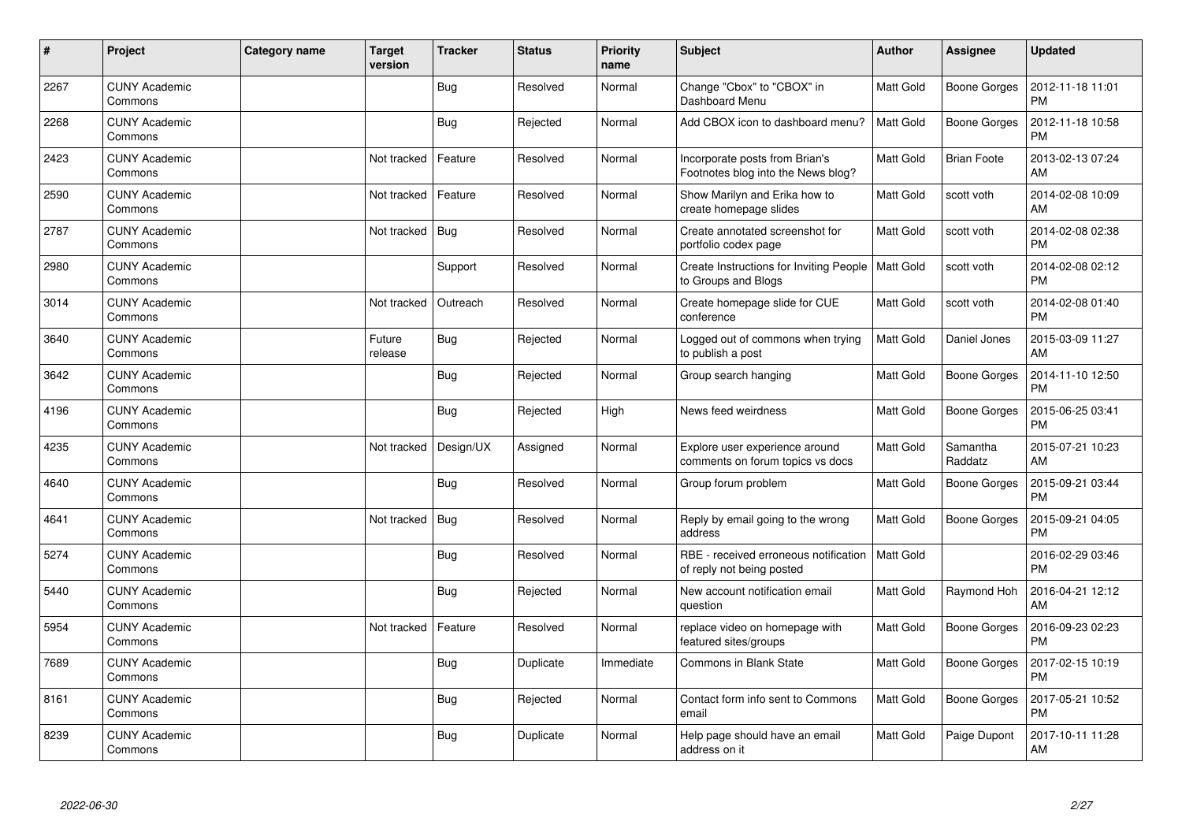| # | Project | Category name | Target version | Tracker | Status | Priority name | Subject | Author | Assignee | Updated |
|---|---|---|---|---|---|---|---|---|---|---|
| 2267 | CUNY Academic Commons | | | Bug | Resolved | Normal | Change "Cbox" to "CBOX" in Dashboard Menu | Matt Gold | Boone Gorges | 2012-11-18 11:01 PM |
| 2268 | CUNY Academic Commons | | | Bug | Rejected | Normal | Add CBOX icon to dashboard menu? | Matt Gold | Boone Gorges | 2012-11-18 10:58 PM |
| 2423 | CUNY Academic Commons | | Not tracked | Feature | Resolved | Normal | Incorporate posts from Brian's Footnotes blog into the News blog? | Matt Gold | Brian Foote | 2013-02-13 07:24 AM |
| 2590 | CUNY Academic Commons | | Not tracked | Feature | Resolved | Normal | Show Marilyn and Erika how to create homepage slides | Matt Gold | scott voth | 2014-02-08 10:09 AM |
| 2787 | CUNY Academic Commons | | Not tracked | Bug | Resolved | Normal | Create annotated screenshot for portfolio codex page | Matt Gold | scott voth | 2014-02-08 02:38 PM |
| 2980 | CUNY Academic Commons | | | Support | Resolved | Normal | Create Instructions for Inviting People to Groups and Blogs | Matt Gold | scott voth | 2014-02-08 02:12 PM |
| 3014 | CUNY Academic Commons | | Not tracked | Outreach | Resolved | Normal | Create homepage slide for CUE conference | Matt Gold | scott voth | 2014-02-08 01:40 PM |
| 3640 | CUNY Academic Commons | | Future release | Bug | Rejected | Normal | Logged out of commons when trying to publish a post | Matt Gold | Daniel Jones | 2015-03-09 11:27 AM |
| 3642 | CUNY Academic Commons | | | Bug | Rejected | Normal | Group search hanging | Matt Gold | Boone Gorges | 2014-11-10 12:50 PM |
| 4196 | CUNY Academic Commons | | | Bug | Rejected | High | News feed weirdness | Matt Gold | Boone Gorges | 2015-06-25 03:41 PM |
| 4235 | CUNY Academic Commons | | Not tracked | Design/UX | Assigned | Normal | Explore user experience around comments on forum topics vs docs | Matt Gold | Samantha Raddatz | 2015-07-21 10:23 AM |
| 4640 | CUNY Academic Commons | | | Bug | Resolved | Normal | Group forum problem | Matt Gold | Boone Gorges | 2015-09-21 03:44 PM |
| 4641 | CUNY Academic Commons | | Not tracked | Bug | Resolved | Normal | Reply by email going to the wrong address | Matt Gold | Boone Gorges | 2015-09-21 04:05 PM |
| 5274 | CUNY Academic Commons | | | Bug | Resolved | Normal | RBE - received erroneous notification of reply not being posted | Matt Gold | | 2016-02-29 03:46 PM |
| 5440 | CUNY Academic Commons | | | Bug | Rejected | Normal | New account notification email question | Matt Gold | Raymond Hoh | 2016-04-21 12:12 AM |
| 5954 | CUNY Academic Commons | | Not tracked | Feature | Resolved | Normal | replace video on homepage with featured sites/groups | Matt Gold | Boone Gorges | 2016-09-23 02:23 PM |
| 7689 | CUNY Academic Commons | | | Bug | Duplicate | Immediate | Commons in Blank State | Matt Gold | Boone Gorges | 2017-02-15 10:19 PM |
| 8161 | CUNY Academic Commons | | | Bug | Rejected | Normal | Contact form info sent to Commons email | Matt Gold | Boone Gorges | 2017-05-21 10:52 PM |
| 8239 | CUNY Academic Commons | | | Bug | Duplicate | Normal | Help page should have an email address on it | Matt Gold | Paige Dupont | 2017-10-11 11:28 AM |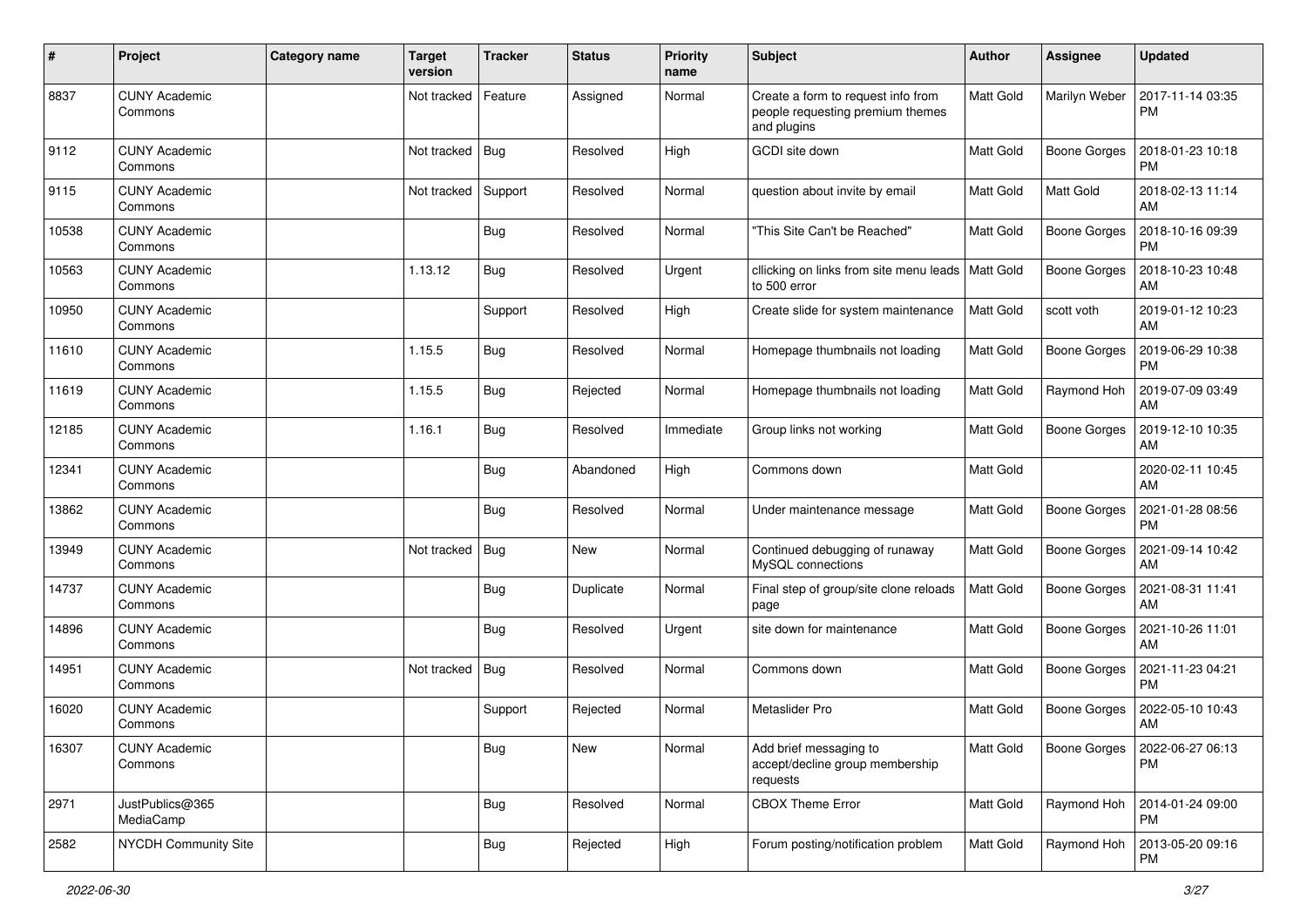| # | Project | Category name | Target version | Tracker | Status | Priority name | Subject | Author | Assignee | Updated |
|---|---|---|---|---|---|---|---|---|---|---|
| 8837 | CUNY Academic Commons | | Not tracked | Feature | Assigned | Normal | Create a form to request info from people requesting premium themes and plugins | Matt Gold | Marilyn Weber | 2017-11-14 03:35 PM |
| 9112 | CUNY Academic Commons | | Not tracked | Bug | Resolved | High | GCDI site down | Matt Gold | Boone Gorges | 2018-01-23 10:18 PM |
| 9115 | CUNY Academic Commons | | Not tracked | Support | Resolved | Normal | question about invite by email | Matt Gold | Matt Gold | 2018-02-13 11:14 AM |
| 10538 | CUNY Academic Commons | | | Bug | Resolved | Normal | "This Site Can't be Reached" | Matt Gold | Boone Gorges | 2018-10-16 09:39 PM |
| 10563 | CUNY Academic Commons | | 1.13.12 | Bug | Resolved | Urgent | cllicking on links from site menu leads to 500 error | Matt Gold | Boone Gorges | 2018-10-23 10:48 AM |
| 10950 | CUNY Academic Commons | | | Support | Resolved | High | Create slide for system maintenance | Matt Gold | scott voth | 2019-01-12 10:23 AM |
| 11610 | CUNY Academic Commons | | 1.15.5 | Bug | Resolved | Normal | Homepage thumbnails not loading | Matt Gold | Boone Gorges | 2019-06-29 10:38 PM |
| 11619 | CUNY Academic Commons | | 1.15.5 | Bug | Rejected | Normal | Homepage thumbnails not loading | Matt Gold | Raymond Hoh | 2019-07-09 03:49 AM |
| 12185 | CUNY Academic Commons | | 1.16.1 | Bug | Resolved | Immediate | Group links not working | Matt Gold | Boone Gorges | 2019-12-10 10:35 AM |
| 12341 | CUNY Academic Commons | | | Bug | Abandoned | High | Commons down | Matt Gold | | 2020-02-11 10:45 AM |
| 13862 | CUNY Academic Commons | | | Bug | Resolved | Normal | Under maintenance message | Matt Gold | Boone Gorges | 2021-01-28 08:56 PM |
| 13949 | CUNY Academic Commons | | Not tracked | Bug | New | Normal | Continued debugging of runaway MySQL connections | Matt Gold | Boone Gorges | 2021-09-14 10:42 AM |
| 14737 | CUNY Academic Commons | | | Bug | Duplicate | Normal | Final step of group/site clone reloads page | Matt Gold | Boone Gorges | 2021-08-31 11:41 AM |
| 14896 | CUNY Academic Commons | | | Bug | Resolved | Urgent | site down for maintenance | Matt Gold | Boone Gorges | 2021-10-26 11:01 AM |
| 14951 | CUNY Academic Commons | | Not tracked | Bug | Resolved | Normal | Commons down | Matt Gold | Boone Gorges | 2021-11-23 04:21 PM |
| 16020 | CUNY Academic Commons | | | Support | Rejected | Normal | Metaslider Pro | Matt Gold | Boone Gorges | 2022-05-10 10:43 AM |
| 16307 | CUNY Academic Commons | | | Bug | New | Normal | Add brief messaging to accept/decline group membership requests | Matt Gold | Boone Gorges | 2022-06-27 06:13 PM |
| 2971 | JustPublics@365 MediaCamp | | | Bug | Resolved | Normal | CBOX Theme Error | Matt Gold | Raymond Hoh | 2014-01-24 09:00 PM |
| 2582 | NYCDH Community Site | | | Bug | Rejected | High | Forum posting/notification problem | Matt Gold | Raymond Hoh | 2013-05-20 09:16 PM |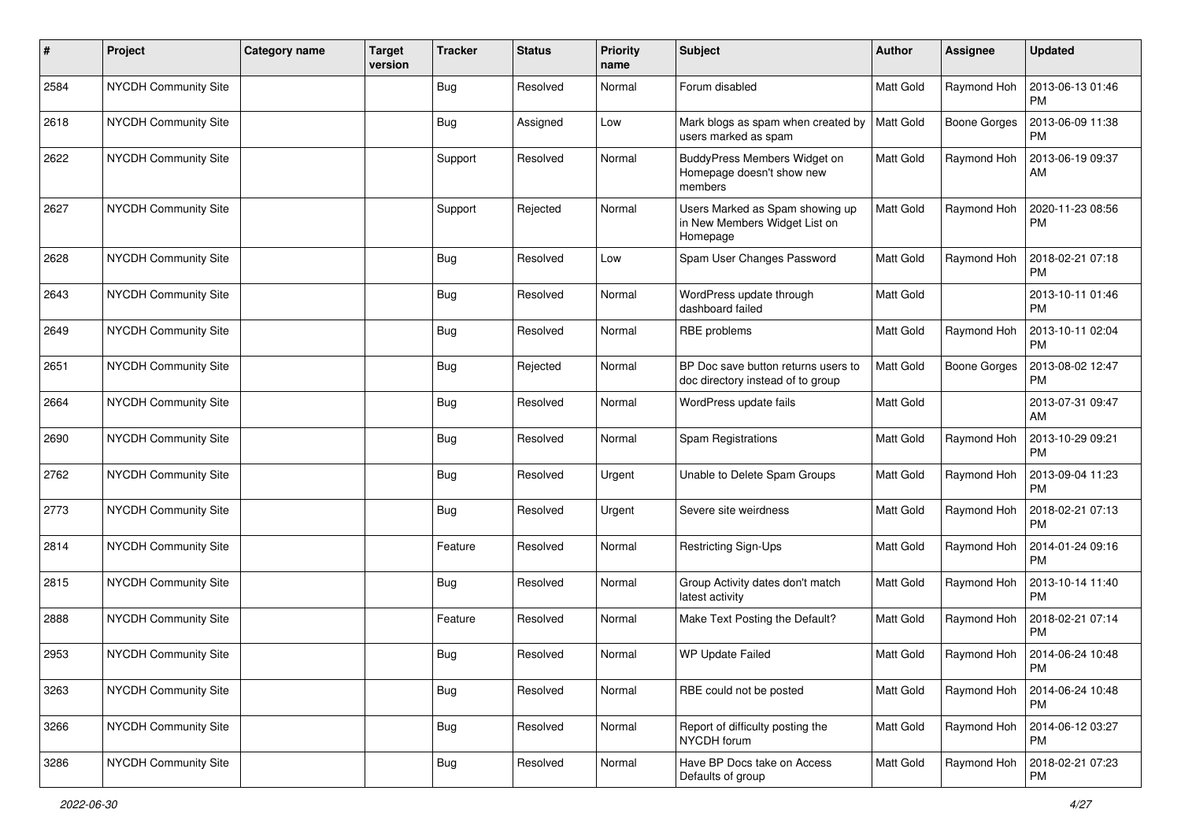| # | Project | Category name | Target version | Tracker | Status | Priority name | Subject | Author | Assignee | Updated |
|---|---|---|---|---|---|---|---|---|---|---|
| 2584 | NYCDH Community Site | | | Bug | Resolved | Normal | Forum disabled | Matt Gold | Raymond Hoh | 2013-06-13 01:46 PM |
| 2618 | NYCDH Community Site | | | Bug | Assigned | Low | Mark blogs as spam when created by users marked as spam | Matt Gold | Boone Gorges | 2013-06-09 11:38 PM |
| 2622 | NYCDH Community Site | | | Support | Resolved | Normal | BuddyPress Members Widget on Homepage doesn't show new members | Matt Gold | Raymond Hoh | 2013-06-19 09:37 AM |
| 2627 | NYCDH Community Site | | | Support | Rejected | Normal | Users Marked as Spam showing up in New Members Widget List on Homepage | Matt Gold | Raymond Hoh | 2020-11-23 08:56 PM |
| 2628 | NYCDH Community Site | | | Bug | Resolved | Low | Spam User Changes Password | Matt Gold | Raymond Hoh | 2018-02-21 07:18 PM |
| 2643 | NYCDH Community Site | | | Bug | Resolved | Normal | WordPress update through dashboard failed | Matt Gold | | 2013-10-11 01:46 PM |
| 2649 | NYCDH Community Site | | | Bug | Resolved | Normal | RBE problems | Matt Gold | Raymond Hoh | 2013-10-11 02:04 PM |
| 2651 | NYCDH Community Site | | | Bug | Rejected | Normal | BP Doc save button returns users to doc directory instead of to group | Matt Gold | Boone Gorges | 2013-08-02 12:47 PM |
| 2664 | NYCDH Community Site | | | Bug | Resolved | Normal | WordPress update fails | Matt Gold | | 2013-07-31 09:47 AM |
| 2690 | NYCDH Community Site | | | Bug | Resolved | Normal | Spam Registrations | Matt Gold | Raymond Hoh | 2013-10-29 09:21 PM |
| 2762 | NYCDH Community Site | | | Bug | Resolved | Urgent | Unable to Delete Spam Groups | Matt Gold | Raymond Hoh | 2013-09-04 11:23 PM |
| 2773 | NYCDH Community Site | | | Bug | Resolved | Urgent | Severe site weirdness | Matt Gold | Raymond Hoh | 2018-02-21 07:13 PM |
| 2814 | NYCDH Community Site | | | Feature | Resolved | Normal | Restricting Sign-Ups | Matt Gold | Raymond Hoh | 2014-01-24 09:16 PM |
| 2815 | NYCDH Community Site | | | Bug | Resolved | Normal | Group Activity dates don't match latest activity | Matt Gold | Raymond Hoh | 2013-10-14 11:40 PM |
| 2888 | NYCDH Community Site | | | Feature | Resolved | Normal | Make Text Posting the Default? | Matt Gold | Raymond Hoh | 2018-02-21 07:14 PM |
| 2953 | NYCDH Community Site | | | Bug | Resolved | Normal | WP Update Failed | Matt Gold | Raymond Hoh | 2014-06-24 10:48 PM |
| 3263 | NYCDH Community Site | | | Bug | Resolved | Normal | RBE could not be posted | Matt Gold | Raymond Hoh | 2014-06-24 10:48 PM |
| 3266 | NYCDH Community Site | | | Bug | Resolved | Normal | Report of difficulty posting the NYCDH forum | Matt Gold | Raymond Hoh | 2014-06-12 03:27 PM |
| 3286 | NYCDH Community Site | | | Bug | Resolved | Normal | Have BP Docs take on Access Defaults of group | Matt Gold | Raymond Hoh | 2018-02-21 07:23 PM |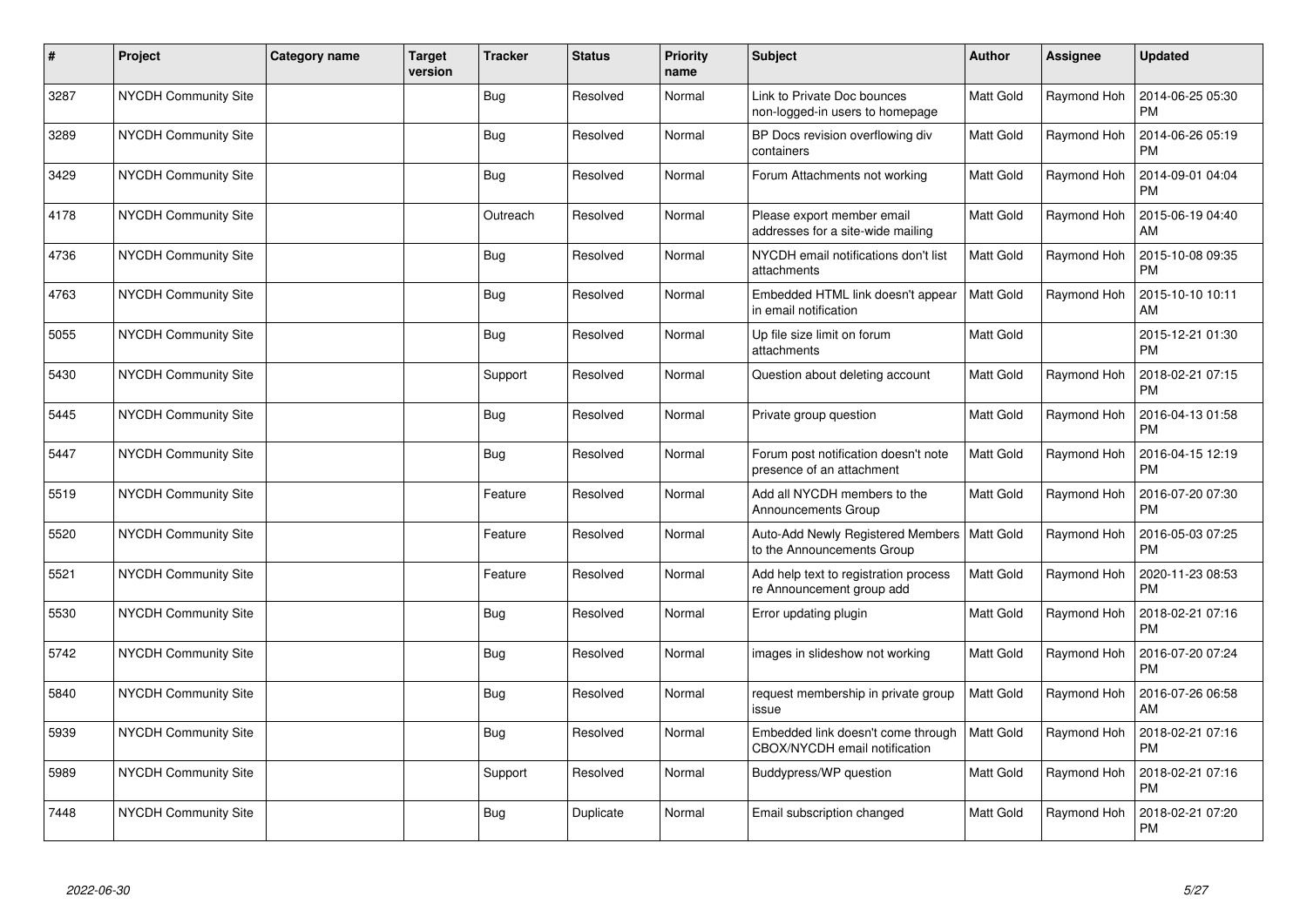| # | Project | Category name | Target version | Tracker | Status | Priority name | Subject | Author | Assignee | Updated |
|---|---|---|---|---|---|---|---|---|---|---|
| 3287 | NYCDH Community Site | | | Bug | Resolved | Normal | Link to Private Doc bounces non-logged-in users to homepage | Matt Gold | Raymond Hoh | 2014-06-25 05:30 PM |
| 3289 | NYCDH Community Site | | | Bug | Resolved | Normal | BP Docs revision overflowing div containers | Matt Gold | Raymond Hoh | 2014-06-26 05:19 PM |
| 3429 | NYCDH Community Site | | | Bug | Resolved | Normal | Forum Attachments not working | Matt Gold | Raymond Hoh | 2014-09-01 04:04 PM |
| 4178 | NYCDH Community Site | | | Outreach | Resolved | Normal | Please export member email addresses for a site-wide mailing | Matt Gold | Raymond Hoh | 2015-06-19 04:40 AM |
| 4736 | NYCDH Community Site | | | Bug | Resolved | Normal | NYCDH email notifications don't list attachments | Matt Gold | Raymond Hoh | 2015-10-08 09:35 PM |
| 4763 | NYCDH Community Site | | | Bug | Resolved | Normal | Embedded HTML link doesn't appear in email notification | Matt Gold | Raymond Hoh | 2015-10-10 10:11 AM |
| 5055 | NYCDH Community Site | | | Bug | Resolved | Normal | Up file size limit on forum attachments | Matt Gold | | 2015-12-21 01:30 PM |
| 5430 | NYCDH Community Site | | | Support | Resolved | Normal | Question about deleting account | Matt Gold | Raymond Hoh | 2018-02-21 07:15 PM |
| 5445 | NYCDH Community Site | | | Bug | Resolved | Normal | Private group question | Matt Gold | Raymond Hoh | 2016-04-13 01:58 PM |
| 5447 | NYCDH Community Site | | | Bug | Resolved | Normal | Forum post notification doesn't note presence of an attachment | Matt Gold | Raymond Hoh | 2016-04-15 12:19 PM |
| 5519 | NYCDH Community Site | | | Feature | Resolved | Normal | Add all NYCDH members to the Announcements Group | Matt Gold | Raymond Hoh | 2016-07-20 07:30 PM |
| 5520 | NYCDH Community Site | | | Feature | Resolved | Normal | Auto-Add Newly Registered Members to the Announcements Group | Matt Gold | Raymond Hoh | 2016-05-03 07:25 PM |
| 5521 | NYCDH Community Site | | | Feature | Resolved | Normal | Add help text to registration process re Announcement group add | Matt Gold | Raymond Hoh | 2020-11-23 08:53 PM |
| 5530 | NYCDH Community Site | | | Bug | Resolved | Normal | Error updating plugin | Matt Gold | Raymond Hoh | 2018-02-21 07:16 PM |
| 5742 | NYCDH Community Site | | | Bug | Resolved | Normal | images in slideshow not working | Matt Gold | Raymond Hoh | 2016-07-20 07:24 PM |
| 5840 | NYCDH Community Site | | | Bug | Resolved | Normal | request membership in private group issue | Matt Gold | Raymond Hoh | 2016-07-26 06:58 AM |
| 5939 | NYCDH Community Site | | | Bug | Resolved | Normal | Embedded link doesn't come through CBOX/NYCDH email notification | Matt Gold | Raymond Hoh | 2018-02-21 07:16 PM |
| 5989 | NYCDH Community Site | | | Support | Resolved | Normal | Buddypress/WP question | Matt Gold | Raymond Hoh | 2018-02-21 07:16 PM |
| 7448 | NYCDH Community Site | | | Bug | Duplicate | Normal | Email subscription changed | Matt Gold | Raymond Hoh | 2018-02-21 07:20 PM |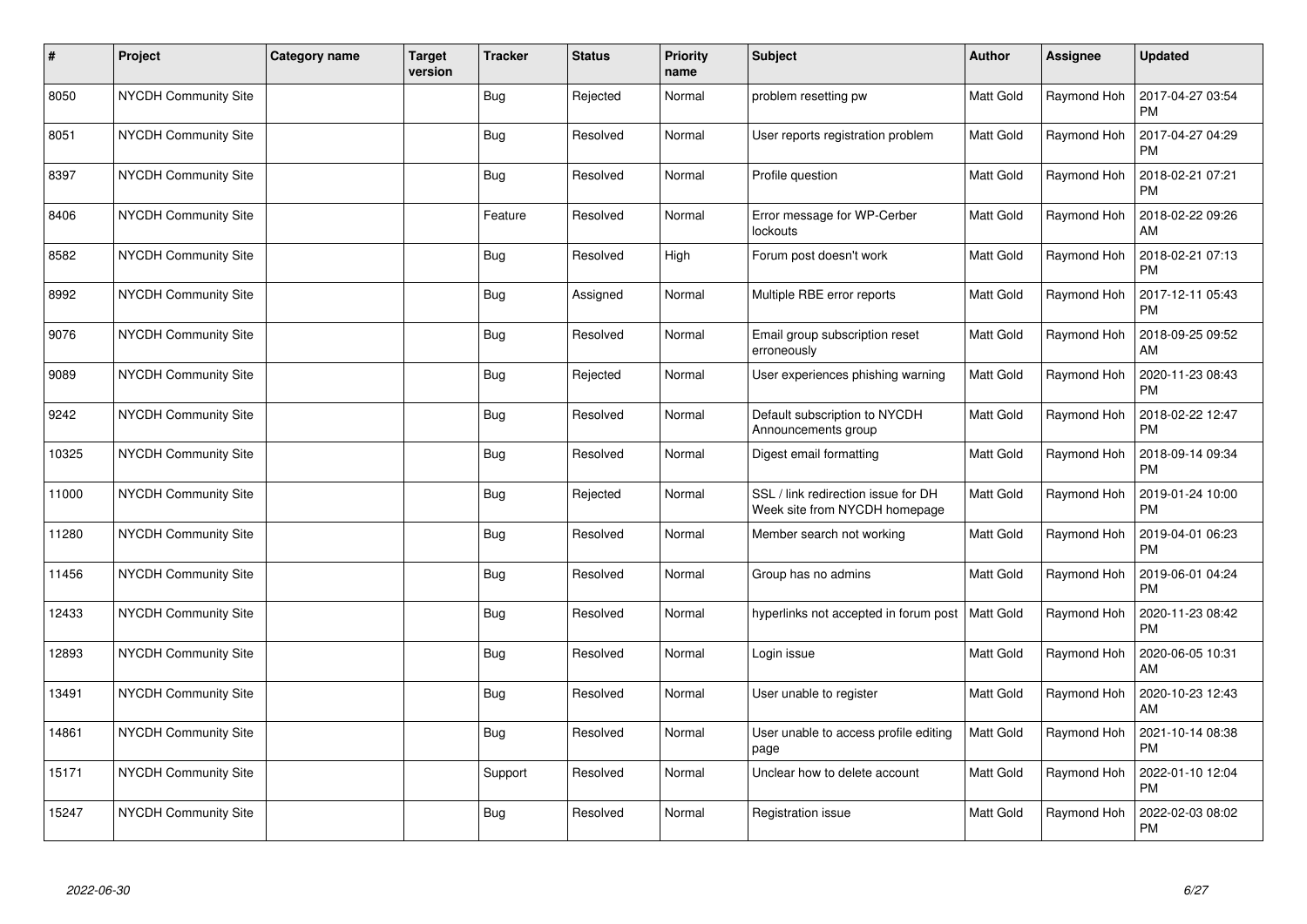| # | Project | Category name | Target version | Tracker | Status | Priority name | Subject | Author | Assignee | Updated |
|---|---|---|---|---|---|---|---|---|---|---|
| 8050 | NYCDH Community Site | | | Bug | Rejected | Normal | problem resetting pw | Matt Gold | Raymond Hoh | 2017-04-27 03:54 PM |
| 8051 | NYCDH Community Site | | | Bug | Resolved | Normal | User reports registration problem | Matt Gold | Raymond Hoh | 2017-04-27 04:29 PM |
| 8397 | NYCDH Community Site | | | Bug | Resolved | Normal | Profile question | Matt Gold | Raymond Hoh | 2018-02-21 07:21 PM |
| 8406 | NYCDH Community Site | | | Feature | Resolved | Normal | Error message for WP-Cerber lockouts | Matt Gold | Raymond Hoh | 2018-02-22 09:26 AM |
| 8582 | NYCDH Community Site | | | Bug | Resolved | High | Forum post doesn't work | Matt Gold | Raymond Hoh | 2018-02-21 07:13 PM |
| 8992 | NYCDH Community Site | | | Bug | Assigned | Normal | Multiple RBE error reports | Matt Gold | Raymond Hoh | 2017-12-11 05:43 PM |
| 9076 | NYCDH Community Site | | | Bug | Resolved | Normal | Email group subscription reset erroneously | Matt Gold | Raymond Hoh | 2018-09-25 09:52 AM |
| 9089 | NYCDH Community Site | | | Bug | Rejected | Normal | User experiences phishing warning | Matt Gold | Raymond Hoh | 2020-11-23 08:43 PM |
| 9242 | NYCDH Community Site | | | Bug | Resolved | Normal | Default subscription to NYCDH Announcements group | Matt Gold | Raymond Hoh | 2018-02-22 12:47 PM |
| 10325 | NYCDH Community Site | | | Bug | Resolved | Normal | Digest email formatting | Matt Gold | Raymond Hoh | 2018-09-14 09:34 PM |
| 11000 | NYCDH Community Site | | | Bug | Rejected | Normal | SSL / link redirection issue for DH Week site from NYCDH homepage | Matt Gold | Raymond Hoh | 2019-01-24 10:00 PM |
| 11280 | NYCDH Community Site | | | Bug | Resolved | Normal | Member search not working | Matt Gold | Raymond Hoh | 2019-04-01 06:23 PM |
| 11456 | NYCDH Community Site | | | Bug | Resolved | Normal | Group has no admins | Matt Gold | Raymond Hoh | 2019-06-01 04:24 PM |
| 12433 | NYCDH Community Site | | | Bug | Resolved | Normal | hyperlinks not accepted in forum post | Matt Gold | Raymond Hoh | 2020-11-23 08:42 PM |
| 12893 | NYCDH Community Site | | | Bug | Resolved | Normal | Login issue | Matt Gold | Raymond Hoh | 2020-06-05 10:31 AM |
| 13491 | NYCDH Community Site | | | Bug | Resolved | Normal | User unable to register | Matt Gold | Raymond Hoh | 2020-10-23 12:43 AM |
| 14861 | NYCDH Community Site | | | Bug | Resolved | Normal | User unable to access profile editing page | Matt Gold | Raymond Hoh | 2021-10-14 08:38 PM |
| 15171 | NYCDH Community Site | | | Support | Resolved | Normal | Unclear how to delete account | Matt Gold | Raymond Hoh | 2022-01-10 12:04 PM |
| 15247 | NYCDH Community Site | | | Bug | Resolved | Normal | Registration issue | Matt Gold | Raymond Hoh | 2022-02-03 08:02 PM |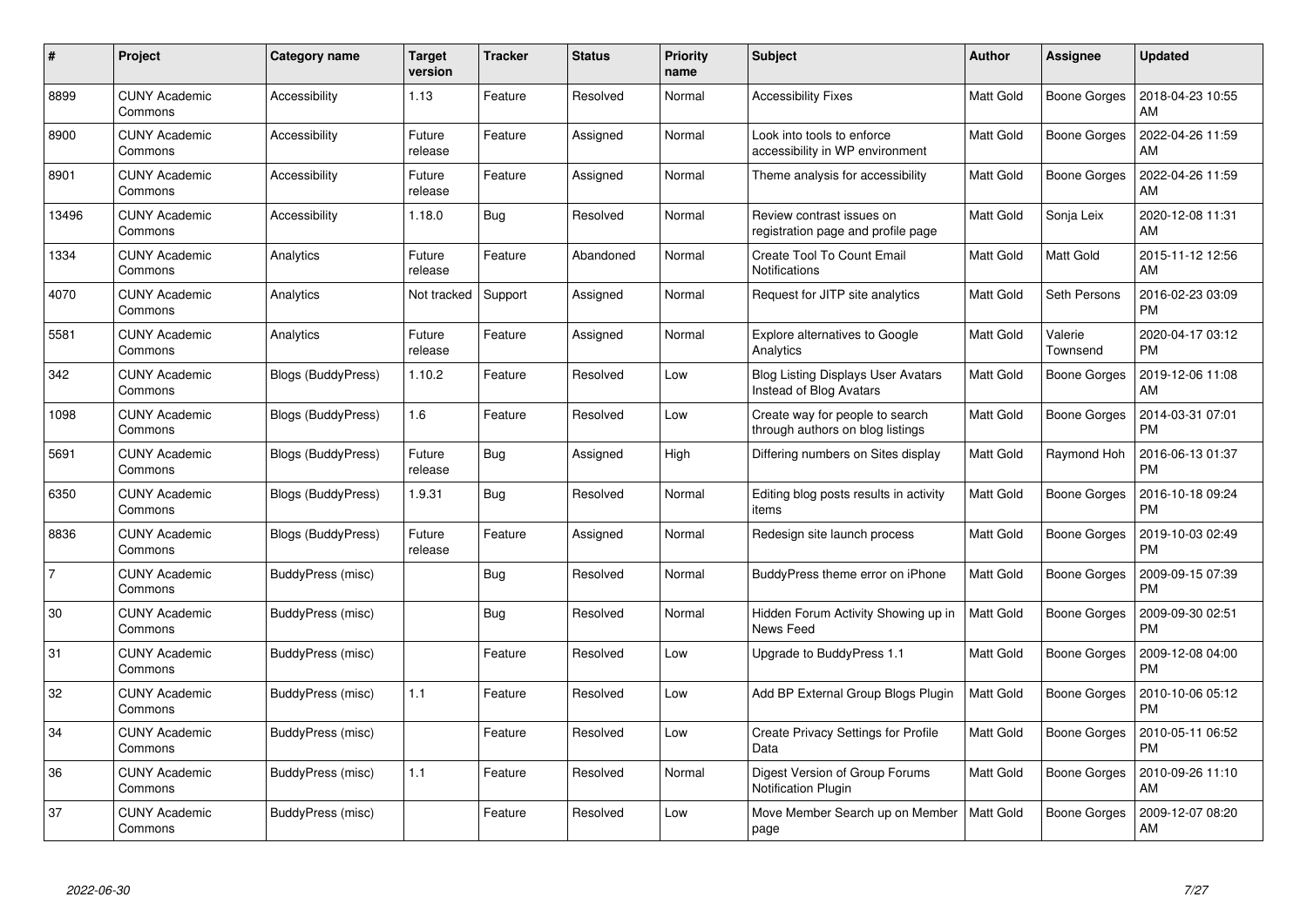| # | Project | Category name | Target version | Tracker | Status | Priority name | Subject | Author | Assignee | Updated |
|---|---|---|---|---|---|---|---|---|---|---|
| 8899 | CUNY Academic Commons | Accessibility | 1.13 | Feature | Resolved | Normal | Accessibility Fixes | Matt Gold | Boone Gorges | 2018-04-23 10:55 AM |
| 8900 | CUNY Academic Commons | Accessibility | Future release | Feature | Assigned | Normal | Look into tools to enforce accessibility in WP environment | Matt Gold | Boone Gorges | 2022-04-26 11:59 AM |
| 8901 | CUNY Academic Commons | Accessibility | Future release | Feature | Assigned | Normal | Theme analysis for accessibility | Matt Gold | Boone Gorges | 2022-04-26 11:59 AM |
| 13496 | CUNY Academic Commons | Accessibility | 1.18.0 | Bug | Resolved | Normal | Review contrast issues on registration page and profile page | Matt Gold | Sonja Leix | 2020-12-08 11:31 AM |
| 1334 | CUNY Academic Commons | Analytics | Future release | Feature | Abandoned | Normal | Create Tool To Count Email Notifications | Matt Gold | Matt Gold | 2015-11-12 12:56 AM |
| 4070 | CUNY Academic Commons | Analytics | Not tracked | Support | Assigned | Normal | Request for JITP site analytics | Matt Gold | Seth Persons | 2016-02-23 03:09 PM |
| 5581 | CUNY Academic Commons | Analytics | Future release | Feature | Assigned | Normal | Explore alternatives to Google Analytics | Matt Gold | Valerie Townsend | 2020-04-17 03:12 PM |
| 342 | CUNY Academic Commons | Blogs (BuddyPress) | 1.10.2 | Feature | Resolved | Low | Blog Listing Displays User Avatars Instead of Blog Avatars | Matt Gold | Boone Gorges | 2019-12-06 11:08 AM |
| 1098 | CUNY Academic Commons | Blogs (BuddyPress) | 1.6 | Feature | Resolved | Low | Create way for people to search through authors on blog listings | Matt Gold | Boone Gorges | 2014-03-31 07:01 PM |
| 5691 | CUNY Academic Commons | Blogs (BuddyPress) | Future release | Bug | Assigned | High | Differing numbers on Sites display | Matt Gold | Raymond Hoh | 2016-06-13 01:37 PM |
| 6350 | CUNY Academic Commons | Blogs (BuddyPress) | 1.9.31 | Bug | Resolved | Normal | Editing blog posts results in activity items | Matt Gold | Boone Gorges | 2016-10-18 09:24 PM |
| 8836 | CUNY Academic Commons | Blogs (BuddyPress) | Future release | Feature | Assigned | Normal | Redesign site launch process | Matt Gold | Boone Gorges | 2019-10-03 02:49 PM |
| 7 | CUNY Academic Commons | BuddyPress (misc) | | Bug | Resolved | Normal | BuddyPress theme error on iPhone | Matt Gold | Boone Gorges | 2009-09-15 07:39 PM |
| 30 | CUNY Academic Commons | BuddyPress (misc) | | Bug | Resolved | Normal | Hidden Forum Activity Showing up in News Feed | Matt Gold | Boone Gorges | 2009-09-30 02:51 PM |
| 31 | CUNY Academic Commons | BuddyPress (misc) | | Feature | Resolved | Low | Upgrade to BuddyPress 1.1 | Matt Gold | Boone Gorges | 2009-12-08 04:00 PM |
| 32 | CUNY Academic Commons | BuddyPress (misc) | 1.1 | Feature | Resolved | Low | Add BP External Group Blogs Plugin | Matt Gold | Boone Gorges | 2010-10-06 05:12 PM |
| 34 | CUNY Academic Commons | BuddyPress (misc) | | Feature | Resolved | Low | Create Privacy Settings for Profile Data | Matt Gold | Boone Gorges | 2010-05-11 06:52 PM |
| 36 | CUNY Academic Commons | BuddyPress (misc) | 1.1 | Feature | Resolved | Normal | Digest Version of Group Forums Notification Plugin | Matt Gold | Boone Gorges | 2010-09-26 11:10 AM |
| 37 | CUNY Academic Commons | BuddyPress (misc) | | Feature | Resolved | Low | Move Member Search up on Member page | Matt Gold | Boone Gorges | 2009-12-07 08:20 AM |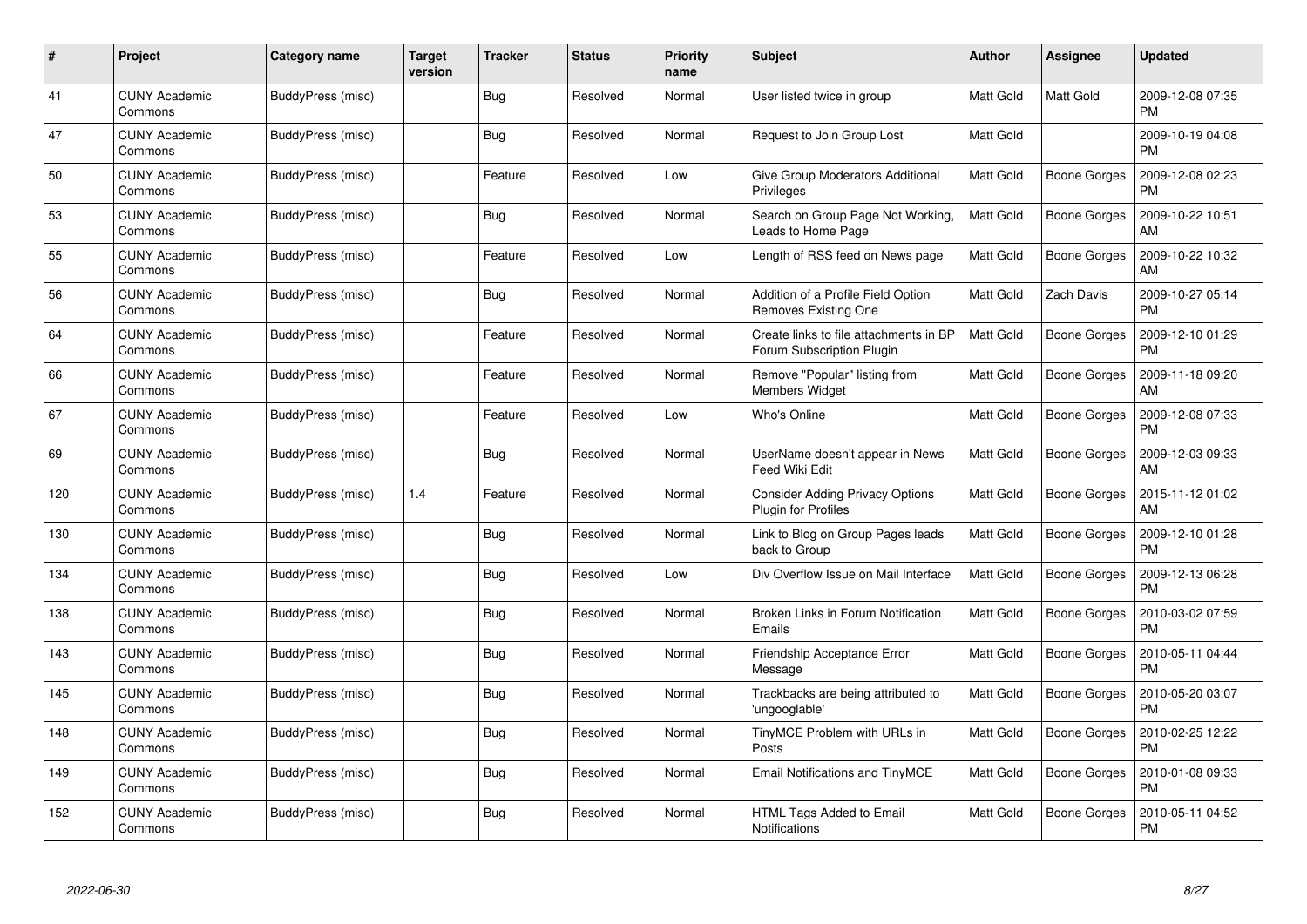| # | Project | Category name | Target version | Tracker | Status | Priority name | Subject | Author | Assignee | Updated |
|---|---|---|---|---|---|---|---|---|---|---|
| 41 | CUNY Academic Commons | BuddyPress (misc) | | Bug | Resolved | Normal | User listed twice in group | Matt Gold | Matt Gold | 2009-12-08 07:35 PM |
| 47 | CUNY Academic Commons | BuddyPress (misc) | | Bug | Resolved | Normal | Request to Join Group Lost | Matt Gold | | 2009-10-19 04:08 PM |
| 50 | CUNY Academic Commons | BuddyPress (misc) | | Feature | Resolved | Low | Give Group Moderators Additional Privileges | Matt Gold | Boone Gorges | 2009-12-08 02:23 PM |
| 53 | CUNY Academic Commons | BuddyPress (misc) | | Bug | Resolved | Normal | Search on Group Page Not Working, Leads to Home Page | Matt Gold | Boone Gorges | 2009-10-22 10:51 AM |
| 55 | CUNY Academic Commons | BuddyPress (misc) | | Feature | Resolved | Low | Length of RSS feed on News page | Matt Gold | Boone Gorges | 2009-10-22 10:32 AM |
| 56 | CUNY Academic Commons | BuddyPress (misc) | | Bug | Resolved | Normal | Addition of a Profile Field Option Removes Existing One | Matt Gold | Zach Davis | 2009-10-27 05:14 PM |
| 64 | CUNY Academic Commons | BuddyPress (misc) | | Feature | Resolved | Normal | Create links to file attachments in BP Forum Subscription Plugin | Matt Gold | Boone Gorges | 2009-12-10 01:29 PM |
| 66 | CUNY Academic Commons | BuddyPress (misc) | | Feature | Resolved | Normal | Remove "Popular" listing from Members Widget | Matt Gold | Boone Gorges | 2009-11-18 09:20 AM |
| 67 | CUNY Academic Commons | BuddyPress (misc) | | Feature | Resolved | Low | Who's Online | Matt Gold | Boone Gorges | 2009-12-08 07:33 PM |
| 69 | CUNY Academic Commons | BuddyPress (misc) | | Bug | Resolved | Normal | UserName doesn't appear in News Feed Wiki Edit | Matt Gold | Boone Gorges | 2009-12-03 09:33 AM |
| 120 | CUNY Academic Commons | BuddyPress (misc) | 1.4 | Feature | Resolved | Normal | Consider Adding Privacy Options Plugin for Profiles | Matt Gold | Boone Gorges | 2015-11-12 01:02 AM |
| 130 | CUNY Academic Commons | BuddyPress (misc) | | Bug | Resolved | Normal | Link to Blog on Group Pages leads back to Group | Matt Gold | Boone Gorges | 2009-12-10 01:28 PM |
| 134 | CUNY Academic Commons | BuddyPress (misc) | | Bug | Resolved | Low | Div Overflow Issue on Mail Interface | Matt Gold | Boone Gorges | 2009-12-13 06:28 PM |
| 138 | CUNY Academic Commons | BuddyPress (misc) | | Bug | Resolved | Normal | Broken Links in Forum Notification Emails | Matt Gold | Boone Gorges | 2010-03-02 07:59 PM |
| 143 | CUNY Academic Commons | BuddyPress (misc) | | Bug | Resolved | Normal | Friendship Acceptance Error Message | Matt Gold | Boone Gorges | 2010-05-11 04:44 PM |
| 145 | CUNY Academic Commons | BuddyPress (misc) | | Bug | Resolved | Normal | Trackbacks are being attributed to 'ungooglable' | Matt Gold | Boone Gorges | 2010-05-20 03:07 PM |
| 148 | CUNY Academic Commons | BuddyPress (misc) | | Bug | Resolved | Normal | TinyMCE Problem with URLs in Posts | Matt Gold | Boone Gorges | 2010-02-25 12:22 PM |
| 149 | CUNY Academic Commons | BuddyPress (misc) | | Bug | Resolved | Normal | Email Notifications and TinyMCE | Matt Gold | Boone Gorges | 2010-01-08 09:33 PM |
| 152 | CUNY Academic Commons | BuddyPress (misc) | | Bug | Resolved | Normal | HTML Tags Added to Email Notifications | Matt Gold | Boone Gorges | 2010-05-11 04:52 PM |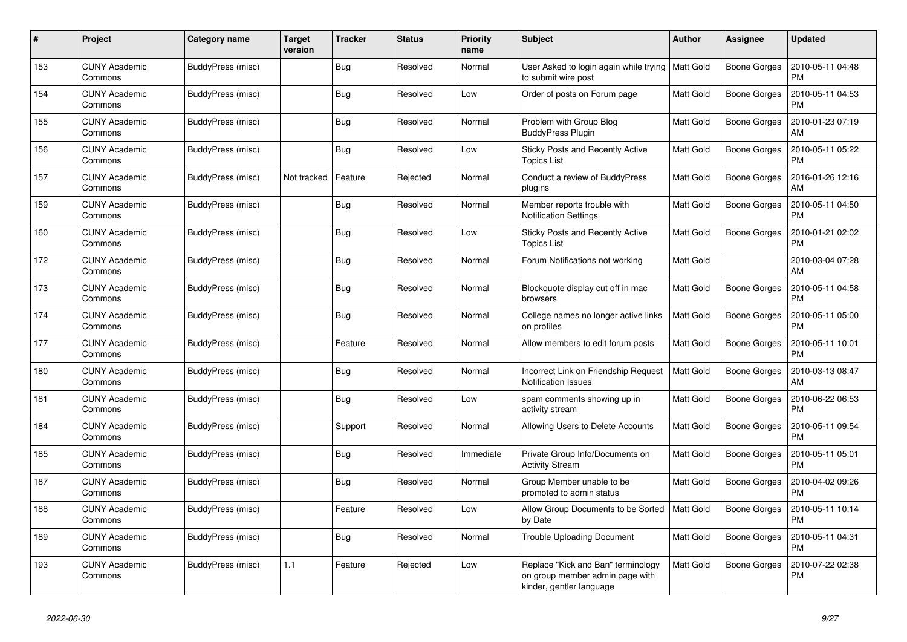| # | Project | Category name | Target version | Tracker | Status | Priority name | Subject | Author | Assignee | Updated |
|---|---|---|---|---|---|---|---|---|---|---|
| 153 | CUNY Academic Commons | BuddyPress (misc) | | Bug | Resolved | Normal | User Asked to login again while trying to submit wire post | Matt Gold | Boone Gorges | 2010-05-11 04:48 PM |
| 154 | CUNY Academic Commons | BuddyPress (misc) | | Bug | Resolved | Low | Order of posts on Forum page | Matt Gold | Boone Gorges | 2010-05-11 04:53 PM |
| 155 | CUNY Academic Commons | BuddyPress (misc) | | Bug | Resolved | Normal | Problem with Group Blog BuddyPress Plugin | Matt Gold | Boone Gorges | 2010-01-23 07:19 AM |
| 156 | CUNY Academic Commons | BuddyPress (misc) | | Bug | Resolved | Low | Sticky Posts and Recently Active Topics List | Matt Gold | Boone Gorges | 2010-05-11 05:22 PM |
| 157 | CUNY Academic Commons | BuddyPress (misc) | Not tracked | Feature | Rejected | Normal | Conduct a review of BuddyPress plugins | Matt Gold | Boone Gorges | 2016-01-26 12:16 AM |
| 159 | CUNY Academic Commons | BuddyPress (misc) | | Bug | Resolved | Normal | Member reports trouble with Notification Settings | Matt Gold | Boone Gorges | 2010-05-11 04:50 PM |
| 160 | CUNY Academic Commons | BuddyPress (misc) | | Bug | Resolved | Low | Sticky Posts and Recently Active Topics List | Matt Gold | Boone Gorges | 2010-01-21 02:02 PM |
| 172 | CUNY Academic Commons | BuddyPress (misc) | | Bug | Resolved | Normal | Forum Notifications not working | Matt Gold | | 2010-03-04 07:28 AM |
| 173 | CUNY Academic Commons | BuddyPress (misc) | | Bug | Resolved | Normal | Blockquote display cut off in mac browsers | Matt Gold | Boone Gorges | 2010-05-11 04:58 PM |
| 174 | CUNY Academic Commons | BuddyPress (misc) | | Bug | Resolved | Normal | College names no longer active links on profiles | Matt Gold | Boone Gorges | 2010-05-11 05:00 PM |
| 177 | CUNY Academic Commons | BuddyPress (misc) | | Feature | Resolved | Normal | Allow members to edit forum posts | Matt Gold | Boone Gorges | 2010-05-11 10:01 PM |
| 180 | CUNY Academic Commons | BuddyPress (misc) | | Bug | Resolved | Normal | Incorrect Link on Friendship Request Notification Issues | Matt Gold | Boone Gorges | 2010-03-13 08:47 AM |
| 181 | CUNY Academic Commons | BuddyPress (misc) | | Bug | Resolved | Low | spam comments showing up in activity stream | Matt Gold | Boone Gorges | 2010-06-22 06:53 PM |
| 184 | CUNY Academic Commons | BuddyPress (misc) | | Support | Resolved | Normal | Allowing Users to Delete Accounts | Matt Gold | Boone Gorges | 2010-05-11 09:54 PM |
| 185 | CUNY Academic Commons | BuddyPress (misc) | | Bug | Resolved | Immediate | Private Group Info/Documents on Activity Stream | Matt Gold | Boone Gorges | 2010-05-11 05:01 PM |
| 187 | CUNY Academic Commons | BuddyPress (misc) | | Bug | Resolved | Normal | Group Member unable to be promoted to admin status | Matt Gold | Boone Gorges | 2010-04-02 09:26 PM |
| 188 | CUNY Academic Commons | BuddyPress (misc) | | Feature | Resolved | Low | Allow Group Documents to be Sorted by Date | Matt Gold | Boone Gorges | 2010-05-11 10:14 PM |
| 189 | CUNY Academic Commons | BuddyPress (misc) | | Bug | Resolved | Normal | Trouble Uploading Document | Matt Gold | Boone Gorges | 2010-05-11 04:31 PM |
| 193 | CUNY Academic Commons | BuddyPress (misc) | 1.1 | Feature | Rejected | Low | Replace "Kick and Ban" terminology on group member admin page with kinder, gentler language | Matt Gold | Boone Gorges | 2010-07-22 02:38 PM |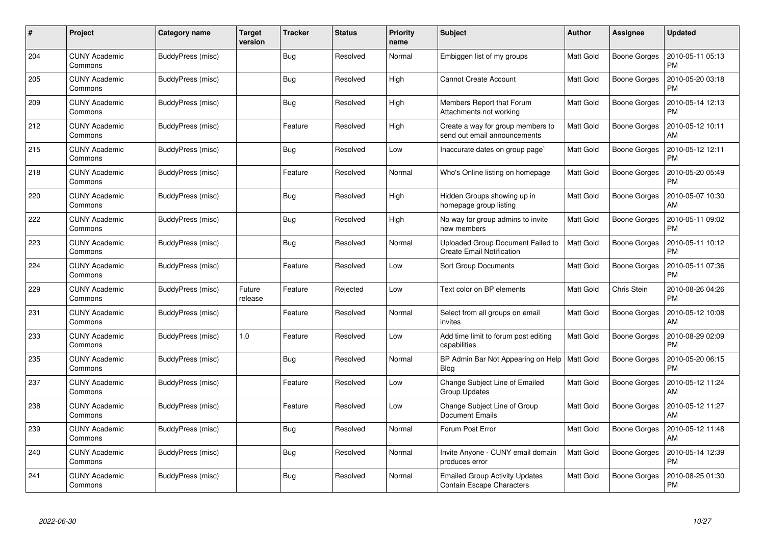| # | Project | Category name | Target version | Tracker | Status | Priority name | Subject | Author | Assignee | Updated |
|---|---|---|---|---|---|---|---|---|---|---|
| 204 | CUNY Academic Commons | BuddyPress (misc) | | Bug | Resolved | Normal | Embiggen list of my groups | Matt Gold | Boone Gorges | 2010-05-11 05:13 PM |
| 205 | CUNY Academic Commons | BuddyPress (misc) | | Bug | Resolved | High | Cannot Create Account | Matt Gold | Boone Gorges | 2010-05-20 03:18 PM |
| 209 | CUNY Academic Commons | BuddyPress (misc) | | Bug | Resolved | High | Members Report that Forum Attachments not working | Matt Gold | Boone Gorges | 2010-05-14 12:13 PM |
| 212 | CUNY Academic Commons | BuddyPress (misc) | | Feature | Resolved | High | Create a way for group members to send out email announcements | Matt Gold | Boone Gorges | 2010-05-12 10:11 AM |
| 215 | CUNY Academic Commons | BuddyPress (misc) | | Bug | Resolved | Low | Inaccurate dates on group page` | Matt Gold | Boone Gorges | 2010-05-12 12:11 PM |
| 218 | CUNY Academic Commons | BuddyPress (misc) | | Feature | Resolved | Normal | Who's Online listing on homepage | Matt Gold | Boone Gorges | 2010-05-20 05:49 PM |
| 220 | CUNY Academic Commons | BuddyPress (misc) | | Bug | Resolved | High | Hidden Groups showing up in homepage group listing | Matt Gold | Boone Gorges | 2010-05-07 10:30 AM |
| 222 | CUNY Academic Commons | BuddyPress (misc) | | Bug | Resolved | High | No way for group admins to invite new members | Matt Gold | Boone Gorges | 2010-05-11 09:02 PM |
| 223 | CUNY Academic Commons | BuddyPress (misc) | | Bug | Resolved | Normal | Uploaded Group Document Failed to Create Email Notification | Matt Gold | Boone Gorges | 2010-05-11 10:12 PM |
| 224 | CUNY Academic Commons | BuddyPress (misc) | | Feature | Resolved | Low | Sort Group Documents | Matt Gold | Boone Gorges | 2010-05-11 07:36 PM |
| 229 | CUNY Academic Commons | BuddyPress (misc) | Future release | Feature | Rejected | Low | Text color on BP elements | Matt Gold | Chris Stein | 2010-08-26 04:26 PM |
| 231 | CUNY Academic Commons | BuddyPress (misc) | | Feature | Resolved | Normal | Select from all groups on email invites | Matt Gold | Boone Gorges | 2010-05-12 10:08 AM |
| 233 | CUNY Academic Commons | BuddyPress (misc) | 1.0 | Feature | Resolved | Low | Add time limit to forum post editing capabilities | Matt Gold | Boone Gorges | 2010-08-29 02:09 PM |
| 235 | CUNY Academic Commons | BuddyPress (misc) | | Bug | Resolved | Normal | BP Admin Bar Not Appearing on Help Blog | Matt Gold | Boone Gorges | 2010-05-20 06:15 PM |
| 237 | CUNY Academic Commons | BuddyPress (misc) | | Feature | Resolved | Low | Change Subject Line of Emailed Group Updates | Matt Gold | Boone Gorges | 2010-05-12 11:24 AM |
| 238 | CUNY Academic Commons | BuddyPress (misc) | | Feature | Resolved | Low | Change Subject Line of Group Document Emails | Matt Gold | Boone Gorges | 2010-05-12 11:27 AM |
| 239 | CUNY Academic Commons | BuddyPress (misc) | | Bug | Resolved | Normal | Forum Post Error | Matt Gold | Boone Gorges | 2010-05-12 11:48 AM |
| 240 | CUNY Academic Commons | BuddyPress (misc) | | Bug | Resolved | Normal | Invite Anyone - CUNY email domain produces error | Matt Gold | Boone Gorges | 2010-05-14 12:39 PM |
| 241 | CUNY Academic Commons | BuddyPress (misc) | | Bug | Resolved | Normal | Emailed Group Activity Updates Contain Escape Characters | Matt Gold | Boone Gorges | 2010-08-25 01:30 PM |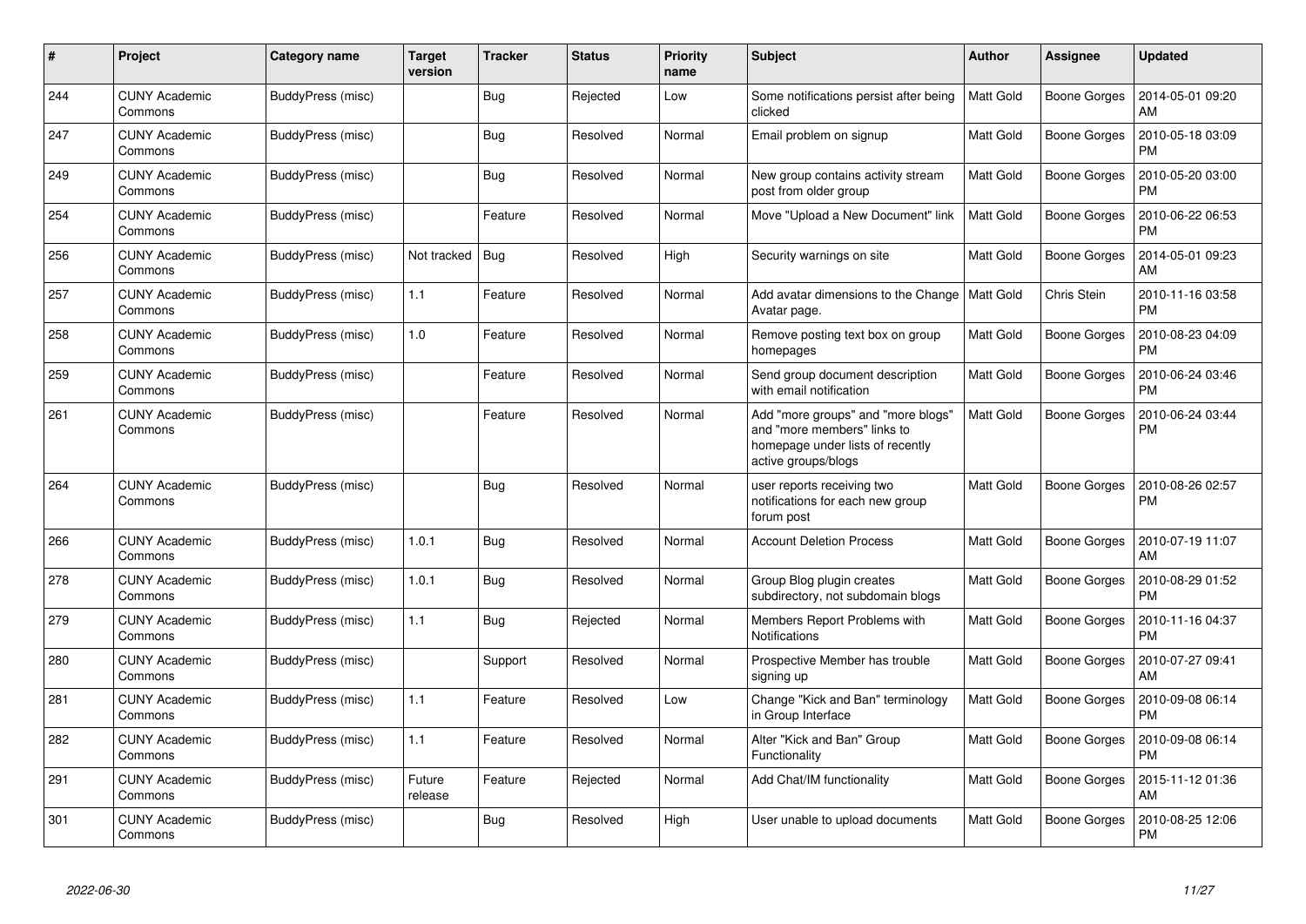| # | Project | Category name | Target version | Tracker | Status | Priority name | Subject | Author | Assignee | Updated |
|---|---|---|---|---|---|---|---|---|---|---|
| 244 | CUNY Academic Commons | BuddyPress (misc) | | Bug | Rejected | Low | Some notifications persist after being clicked | Matt Gold | Boone Gorges | 2014-05-01 09:20 AM |
| 247 | CUNY Academic Commons | BuddyPress (misc) | | Bug | Resolved | Normal | Email problem on signup | Matt Gold | Boone Gorges | 2010-05-18 03:09 PM |
| 249 | CUNY Academic Commons | BuddyPress (misc) | | Bug | Resolved | Normal | New group contains activity stream post from older group | Matt Gold | Boone Gorges | 2010-05-20 03:00 PM |
| 254 | CUNY Academic Commons | BuddyPress (misc) | | Feature | Resolved | Normal | Move "Upload a New Document" link | Matt Gold | Boone Gorges | 2010-06-22 06:53 PM |
| 256 | CUNY Academic Commons | BuddyPress (misc) | Not tracked | Bug | Resolved | High | Security warnings on site | Matt Gold | Boone Gorges | 2014-05-01 09:23 AM |
| 257 | CUNY Academic Commons | BuddyPress (misc) | 1.1 | Feature | Resolved | Normal | Add avatar dimensions to the Change Avatar page. | Matt Gold | Chris Stein | 2010-11-16 03:58 PM |
| 258 | CUNY Academic Commons | BuddyPress (misc) | 1.0 | Feature | Resolved | Normal | Remove posting text box on group homepages | Matt Gold | Boone Gorges | 2010-08-23 04:09 PM |
| 259 | CUNY Academic Commons | BuddyPress (misc) | | Feature | Resolved | Normal | Send group document description with email notification | Matt Gold | Boone Gorges | 2010-06-24 03:46 PM |
| 261 | CUNY Academic Commons | BuddyPress (misc) | | Feature | Resolved | Normal | Add "more groups" and "more blogs" and "more members" links to homepage under lists of recently active groups/blogs | Matt Gold | Boone Gorges | 2010-06-24 03:44 PM |
| 264 | CUNY Academic Commons | BuddyPress (misc) | | Bug | Resolved | Normal | user reports receiving two notifications for each new group forum post | Matt Gold | Boone Gorges | 2010-08-26 02:57 PM |
| 266 | CUNY Academic Commons | BuddyPress (misc) | 1.0.1 | Bug | Resolved | Normal | Account Deletion Process | Matt Gold | Boone Gorges | 2010-07-19 11:07 AM |
| 278 | CUNY Academic Commons | BuddyPress (misc) | 1.0.1 | Bug | Resolved | Normal | Group Blog plugin creates subdirectory, not subdomain blogs | Matt Gold | Boone Gorges | 2010-08-29 01:52 PM |
| 279 | CUNY Academic Commons | BuddyPress (misc) | 1.1 | Bug | Rejected | Normal | Members Report Problems with Notifications | Matt Gold | Boone Gorges | 2010-11-16 04:37 PM |
| 280 | CUNY Academic Commons | BuddyPress (misc) | | Support | Resolved | Normal | Prospective Member has trouble signing up | Matt Gold | Boone Gorges | 2010-07-27 09:41 AM |
| 281 | CUNY Academic Commons | BuddyPress (misc) | 1.1 | Feature | Resolved | Low | Change "Kick and Ban" terminology in Group Interface | Matt Gold | Boone Gorges | 2010-09-08 06:14 PM |
| 282 | CUNY Academic Commons | BuddyPress (misc) | 1.1 | Feature | Resolved | Normal | Alter "Kick and Ban" Group Functionality | Matt Gold | Boone Gorges | 2010-09-08 06:14 PM |
| 291 | CUNY Academic Commons | BuddyPress (misc) | Future release | Feature | Rejected | Normal | Add Chat/IM functionality | Matt Gold | Boone Gorges | 2015-11-12 01:36 AM |
| 301 | CUNY Academic Commons | BuddyPress (misc) | | Bug | Resolved | High | User unable to upload documents | Matt Gold | Boone Gorges | 2010-08-25 12:06 PM |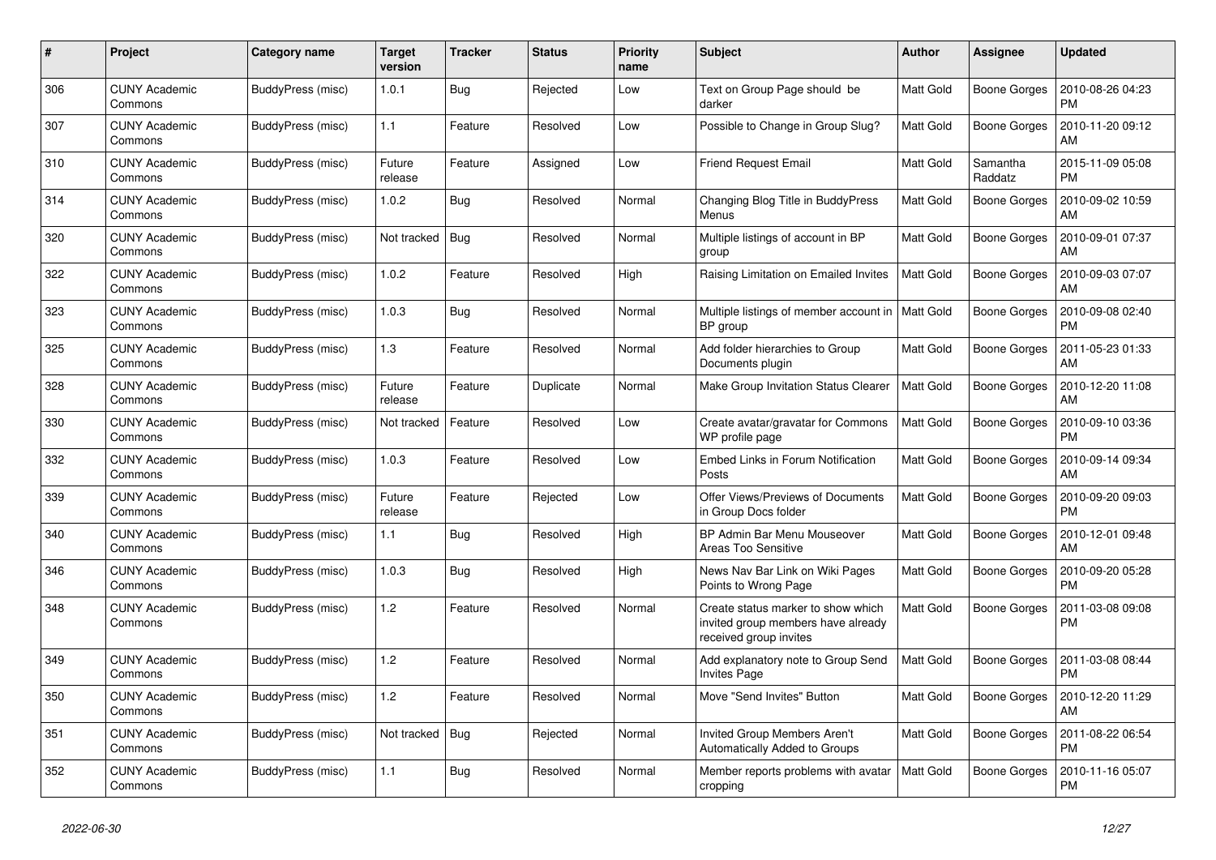| # | Project | Category name | Target version | Tracker | Status | Priority name | Subject | Author | Assignee | Updated |
|---|---|---|---|---|---|---|---|---|---|---|
| 306 | CUNY Academic Commons | BuddyPress (misc) | 1.0.1 | Bug | Rejected | Low | Text on Group Page should be darker | Matt Gold | Boone Gorges | 2010-08-26 04:23 PM |
| 307 | CUNY Academic Commons | BuddyPress (misc) | 1.1 | Feature | Resolved | Low | Possible to Change in Group Slug? | Matt Gold | Boone Gorges | 2010-11-20 09:12 AM |
| 310 | CUNY Academic Commons | BuddyPress (misc) | Future release | Feature | Assigned | Low | Friend Request Email | Matt Gold | Samantha Raddatz | 2015-11-09 05:08 PM |
| 314 | CUNY Academic Commons | BuddyPress (misc) | 1.0.2 | Bug | Resolved | Normal | Changing Blog Title in BuddyPress Menus | Matt Gold | Boone Gorges | 2010-09-02 10:59 AM |
| 320 | CUNY Academic Commons | BuddyPress (misc) | Not tracked | Bug | Resolved | Normal | Multiple listings of account in BP group | Matt Gold | Boone Gorges | 2010-09-01 07:37 AM |
| 322 | CUNY Academic Commons | BuddyPress (misc) | 1.0.2 | Feature | Resolved | High | Raising Limitation on Emailed Invites | Matt Gold | Boone Gorges | 2010-09-03 07:07 AM |
| 323 | CUNY Academic Commons | BuddyPress (misc) | 1.0.3 | Bug | Resolved | Normal | Multiple listings of member account in BP group | Matt Gold | Boone Gorges | 2010-09-08 02:40 PM |
| 325 | CUNY Academic Commons | BuddyPress (misc) | 1.3 | Feature | Resolved | Normal | Add folder hierarchies to Group Documents plugin | Matt Gold | Boone Gorges | 2011-05-23 01:33 AM |
| 328 | CUNY Academic Commons | BuddyPress (misc) | Future release | Feature | Duplicate | Normal | Make Group Invitation Status Clearer | Matt Gold | Boone Gorges | 2010-12-20 11:08 AM |
| 330 | CUNY Academic Commons | BuddyPress (misc) | Not tracked | Feature | Resolved | Low | Create avatar/gravatar for Commons WP profile page | Matt Gold | Boone Gorges | 2010-09-10 03:36 PM |
| 332 | CUNY Academic Commons | BuddyPress (misc) | 1.0.3 | Feature | Resolved | Low | Embed Links in Forum Notification Posts | Matt Gold | Boone Gorges | 2010-09-14 09:34 AM |
| 339 | CUNY Academic Commons | BuddyPress (misc) | Future release | Feature | Rejected | Low | Offer Views/Previews of Documents in Group Docs folder | Matt Gold | Boone Gorges | 2010-09-20 09:03 PM |
| 340 | CUNY Academic Commons | BuddyPress (misc) | 1.1 | Bug | Resolved | High | BP Admin Bar Menu Mouseover Areas Too Sensitive | Matt Gold | Boone Gorges | 2010-12-01 09:48 AM |
| 346 | CUNY Academic Commons | BuddyPress (misc) | 1.0.3 | Bug | Resolved | High | News Nav Bar Link on Wiki Pages Points to Wrong Page | Matt Gold | Boone Gorges | 2010-09-20 05:28 PM |
| 348 | CUNY Academic Commons | BuddyPress (misc) | 1.2 | Feature | Resolved | Normal | Create status marker to show which invited group members have already received group invites | Matt Gold | Boone Gorges | 2011-03-08 09:08 PM |
| 349 | CUNY Academic Commons | BuddyPress (misc) | 1.2 | Feature | Resolved | Normal | Add explanatory note to Group Send Invites Page | Matt Gold | Boone Gorges | 2011-03-08 08:44 PM |
| 350 | CUNY Academic Commons | BuddyPress (misc) | 1.2 | Feature | Resolved | Normal | Move "Send Invites" Button | Matt Gold | Boone Gorges | 2010-12-20 11:29 AM |
| 351 | CUNY Academic Commons | BuddyPress (misc) | Not tracked | Bug | Rejected | Normal | Invited Group Members Aren't Automatically Added to Groups | Matt Gold | Boone Gorges | 2011-08-22 06:54 PM |
| 352 | CUNY Academic Commons | BuddyPress (misc) | 1.1 | Bug | Resolved | Normal | Member reports problems with avatar cropping | Matt Gold | Boone Gorges | 2010-11-16 05:07 PM |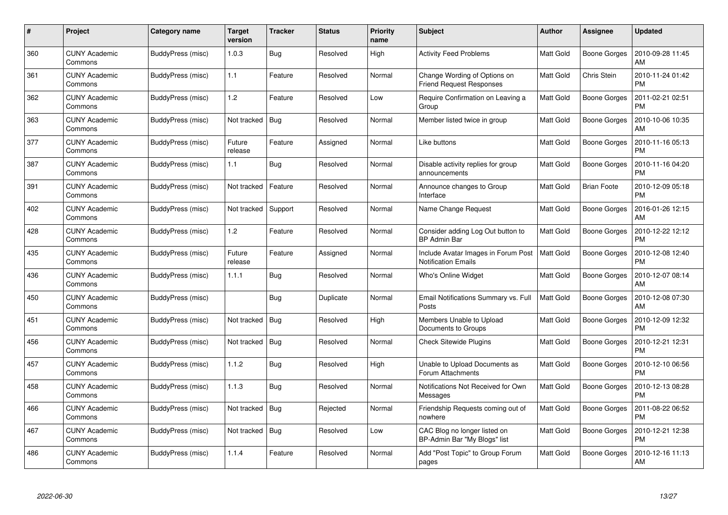| # | Project | Category name | Target version | Tracker | Status | Priority name | Subject | Author | Assignee | Updated |
|---|---|---|---|---|---|---|---|---|---|---|
| 360 | CUNY Academic Commons | BuddyPress (misc) | 1.0.3 | Bug | Resolved | High | Activity Feed Problems | Matt Gold | Boone Gorges | 2010-09-28 11:45 AM |
| 361 | CUNY Academic Commons | BuddyPress (misc) | 1.1 | Feature | Resolved | Normal | Change Wording of Options on Friend Request Responses | Matt Gold | Chris Stein | 2010-11-24 01:42 PM |
| 362 | CUNY Academic Commons | BuddyPress (misc) | 1.2 | Feature | Resolved | Low | Require Confirmation on Leaving a Group | Matt Gold | Boone Gorges | 2011-02-21 02:51 PM |
| 363 | CUNY Academic Commons | BuddyPress (misc) | Not tracked | Bug | Resolved | Normal | Member listed twice in group | Matt Gold | Boone Gorges | 2010-10-06 10:35 AM |
| 377 | CUNY Academic Commons | BuddyPress (misc) | Future release | Feature | Assigned | Normal | Like buttons | Matt Gold | Boone Gorges | 2010-11-16 05:13 PM |
| 387 | CUNY Academic Commons | BuddyPress (misc) | 1.1 | Bug | Resolved | Normal | Disable activity replies for group announcements | Matt Gold | Boone Gorges | 2010-11-16 04:20 PM |
| 391 | CUNY Academic Commons | BuddyPress (misc) | Not tracked | Feature | Resolved | Normal | Announce changes to Group Interface | Matt Gold | Brian Foote | 2010-12-09 05:18 PM |
| 402 | CUNY Academic Commons | BuddyPress (misc) | Not tracked | Support | Resolved | Normal | Name Change Request | Matt Gold | Boone Gorges | 2016-01-26 12:15 AM |
| 428 | CUNY Academic Commons | BuddyPress (misc) | 1.2 | Feature | Resolved | Normal | Consider adding Log Out button to BP Admin Bar | Matt Gold | Boone Gorges | 2010-12-22 12:12 PM |
| 435 | CUNY Academic Commons | BuddyPress (misc) | Future release | Feature | Assigned | Normal | Include Avatar Images in Forum Post Notification Emails | Matt Gold | Boone Gorges | 2010-12-08 12:40 PM |
| 436 | CUNY Academic Commons | BuddyPress (misc) | 1.1.1 | Bug | Resolved | Normal | Who's Online Widget | Matt Gold | Boone Gorges | 2010-12-07 08:14 AM |
| 450 | CUNY Academic Commons | BuddyPress (misc) | | Bug | Duplicate | Normal | Email Notifications Summary vs. Full Posts | Matt Gold | Boone Gorges | 2010-12-08 07:30 AM |
| 451 | CUNY Academic Commons | BuddyPress (misc) | Not tracked | Bug | Resolved | High | Members Unable to Upload Documents to Groups | Matt Gold | Boone Gorges | 2010-12-09 12:32 PM |
| 456 | CUNY Academic Commons | BuddyPress (misc) | Not tracked | Bug | Resolved | Normal | Check Sitewide Plugins | Matt Gold | Boone Gorges | 2010-12-21 12:31 PM |
| 457 | CUNY Academic Commons | BuddyPress (misc) | 1.1.2 | Bug | Resolved | High | Unable to Upload Documents as Forum Attachments | Matt Gold | Boone Gorges | 2010-12-10 06:56 PM |
| 458 | CUNY Academic Commons | BuddyPress (misc) | 1.1.3 | Bug | Resolved | Normal | Notifications Not Received for Own Messages | Matt Gold | Boone Gorges | 2010-12-13 08:28 PM |
| 466 | CUNY Academic Commons | BuddyPress (misc) | Not tracked | Bug | Rejected | Normal | Friendship Requests coming out of nowhere | Matt Gold | Boone Gorges | 2011-08-22 06:52 PM |
| 467 | CUNY Academic Commons | BuddyPress (misc) | Not tracked | Bug | Resolved | Low | CAC Blog no longer listed on BP-Admin Bar "My Blogs" list | Matt Gold | Boone Gorges | 2010-12-21 12:38 PM |
| 486 | CUNY Academic Commons | BuddyPress (misc) | 1.1.4 | Feature | Resolved | Normal | Add "Post Topic" to Group Forum pages | Matt Gold | Boone Gorges | 2010-12-16 11:13 AM |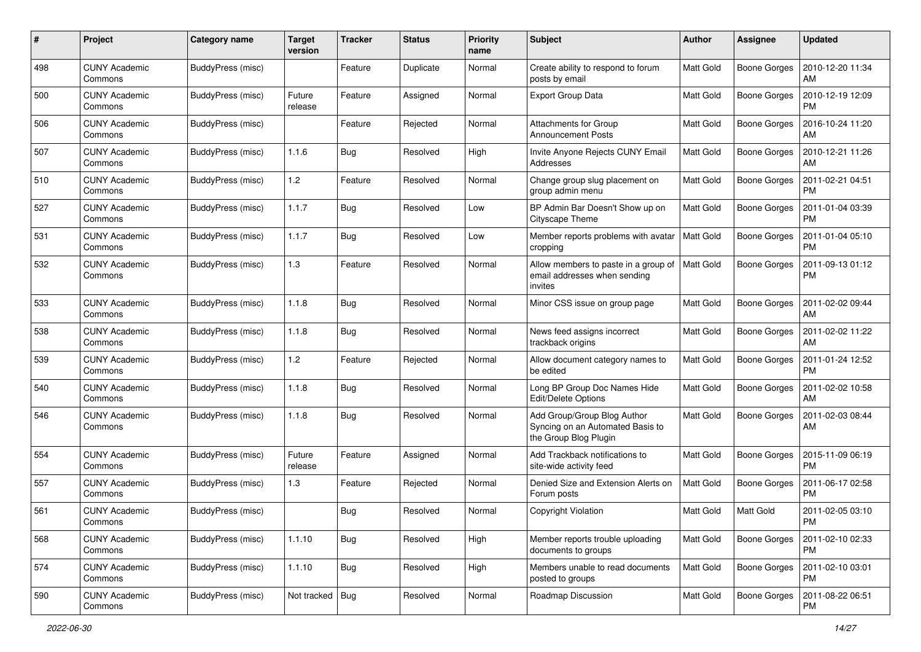| # | Project | Category name | Target version | Tracker | Status | Priority name | Subject | Author | Assignee | Updated |
|---|---|---|---|---|---|---|---|---|---|---|
| 498 | CUNY Academic Commons | BuddyPress (misc) | | Feature | Duplicate | Normal | Create ability to respond to forum posts by email | Matt Gold | Boone Gorges | 2010-12-20 11:34 AM |
| 500 | CUNY Academic Commons | BuddyPress (misc) | Future release | Feature | Assigned | Normal | Export Group Data | Matt Gold | Boone Gorges | 2010-12-19 12:09 PM |
| 506 | CUNY Academic Commons | BuddyPress (misc) | | Feature | Rejected | Normal | Attachments for Group Announcement Posts | Matt Gold | Boone Gorges | 2016-10-24 11:20 AM |
| 507 | CUNY Academic Commons | BuddyPress (misc) | 1.1.6 | Bug | Resolved | High | Invite Anyone Rejects CUNY Email Addresses | Matt Gold | Boone Gorges | 2010-12-21 11:26 AM |
| 510 | CUNY Academic Commons | BuddyPress (misc) | 1.2 | Feature | Resolved | Normal | Change group slug placement on group admin menu | Matt Gold | Boone Gorges | 2011-02-21 04:51 PM |
| 527 | CUNY Academic Commons | BuddyPress (misc) | 1.1.7 | Bug | Resolved | Low | BP Admin Bar Doesn't Show up on Cityscape Theme | Matt Gold | Boone Gorges | 2011-01-04 03:39 PM |
| 531 | CUNY Academic Commons | BuddyPress (misc) | 1.1.7 | Bug | Resolved | Low | Member reports problems with avatar cropping | Matt Gold | Boone Gorges | 2011-01-04 05:10 PM |
| 532 | CUNY Academic Commons | BuddyPress (misc) | 1.3 | Feature | Resolved | Normal | Allow members to paste in a group of email addresses when sending invites | Matt Gold | Boone Gorges | 2011-09-13 01:12 PM |
| 533 | CUNY Academic Commons | BuddyPress (misc) | 1.1.8 | Bug | Resolved | Normal | Minor CSS issue on group page | Matt Gold | Boone Gorges | 2011-02-02 09:44 AM |
| 538 | CUNY Academic Commons | BuddyPress (misc) | 1.1.8 | Bug | Resolved | Normal | News feed assigns incorrect trackback origins | Matt Gold | Boone Gorges | 2011-02-02 11:22 AM |
| 539 | CUNY Academic Commons | BuddyPress (misc) | 1.2 | Feature | Rejected | Normal | Allow document category names to be edited | Matt Gold | Boone Gorges | 2011-01-24 12:52 PM |
| 540 | CUNY Academic Commons | BuddyPress (misc) | 1.1.8 | Bug | Resolved | Normal | Long BP Group Doc Names Hide Edit/Delete Options | Matt Gold | Boone Gorges | 2011-02-02 10:58 AM |
| 546 | CUNY Academic Commons | BuddyPress (misc) | 1.1.8 | Bug | Resolved | Normal | Add Group/Group Blog Author Syncing on an Automated Basis to the Group Blog Plugin | Matt Gold | Boone Gorges | 2011-02-03 08:44 AM |
| 554 | CUNY Academic Commons | BuddyPress (misc) | Future release | Feature | Assigned | Normal | Add Trackback notifications to site-wide activity feed | Matt Gold | Boone Gorges | 2015-11-09 06:19 PM |
| 557 | CUNY Academic Commons | BuddyPress (misc) | 1.3 | Feature | Rejected | Normal | Denied Size and Extension Alerts on Forum posts | Matt Gold | Boone Gorges | 2011-06-17 02:58 PM |
| 561 | CUNY Academic Commons | BuddyPress (misc) | | Bug | Resolved | Normal | Copyright Violation | Matt Gold | Matt Gold | 2011-02-05 03:10 PM |
| 568 | CUNY Academic Commons | BuddyPress (misc) | 1.1.10 | Bug | Resolved | High | Member reports trouble uploading documents to groups | Matt Gold | Boone Gorges | 2011-02-10 02:33 PM |
| 574 | CUNY Academic Commons | BuddyPress (misc) | 1.1.10 | Bug | Resolved | High | Members unable to read documents posted to groups | Matt Gold | Boone Gorges | 2011-02-10 03:01 PM |
| 590 | CUNY Academic Commons | BuddyPress (misc) | Not tracked | Bug | Resolved | Normal | Roadmap Discussion | Matt Gold | Boone Gorges | 2011-08-22 06:51 PM |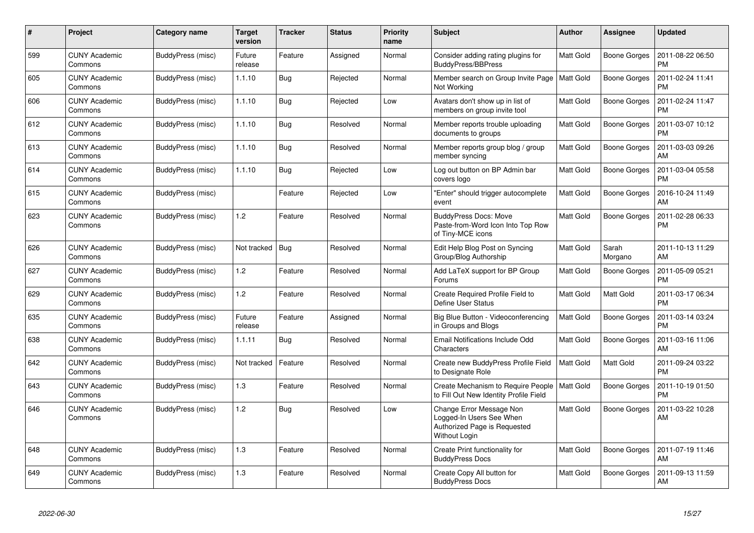| # | Project | Category name | Target version | Tracker | Status | Priority name | Subject | Author | Assignee | Updated |
|---|---|---|---|---|---|---|---|---|---|---|
| 599 | CUNY Academic Commons | BuddyPress (misc) | Future release | Feature | Assigned | Normal | Consider adding rating plugins for BuddyPress/BBPress | Matt Gold | Boone Gorges | 2011-08-22 06:50 PM |
| 605 | CUNY Academic Commons | BuddyPress (misc) | 1.1.10 | Bug | Rejected | Normal | Member search on Group Invite Page Not Working | Matt Gold | Boone Gorges | 2011-02-24 11:41 PM |
| 606 | CUNY Academic Commons | BuddyPress (misc) | 1.1.10 | Bug | Rejected | Low | Avatars don't show up in list of members on group invite tool | Matt Gold | Boone Gorges | 2011-02-24 11:47 PM |
| 612 | CUNY Academic Commons | BuddyPress (misc) | 1.1.10 | Bug | Resolved | Normal | Member reports trouble uploading documents to groups | Matt Gold | Boone Gorges | 2011-03-07 10:12 PM |
| 613 | CUNY Academic Commons | BuddyPress (misc) | 1.1.10 | Bug | Resolved | Normal | Member reports group blog / group member syncing | Matt Gold | Boone Gorges | 2011-03-03 09:26 AM |
| 614 | CUNY Academic Commons | BuddyPress (misc) | 1.1.10 | Bug | Rejected | Low | Log out button on BP Admin bar covers logo | Matt Gold | Boone Gorges | 2011-03-04 05:58 PM |
| 615 | CUNY Academic Commons | BuddyPress (misc) | | Feature | Rejected | Low | "Enter" should trigger autocomplete event | Matt Gold | Boone Gorges | 2016-10-24 11:49 AM |
| 623 | CUNY Academic Commons | BuddyPress (misc) | 1.2 | Feature | Resolved | Normal | BuddyPress Docs: Move Paste-from-Word Icon Into Top Row of Tiny-MCE icons | Matt Gold | Boone Gorges | 2011-02-28 06:33 PM |
| 626 | CUNY Academic Commons | BuddyPress (misc) | Not tracked | Bug | Resolved | Normal | Edit Help Blog Post on Syncing Group/Blog Authorship | Matt Gold | Sarah Morgano | 2011-10-13 11:29 AM |
| 627 | CUNY Academic Commons | BuddyPress (misc) | 1.2 | Feature | Resolved | Normal | Add LaTeX support for BP Group Forums | Matt Gold | Boone Gorges | 2011-05-09 05:21 PM |
| 629 | CUNY Academic Commons | BuddyPress (misc) | 1.2 | Feature | Resolved | Normal | Create Required Profile Field to Define User Status | Matt Gold | Matt Gold | 2011-03-17 06:34 PM |
| 635 | CUNY Academic Commons | BuddyPress (misc) | Future release | Feature | Assigned | Normal | Big Blue Button - Videoconferencing in Groups and Blogs | Matt Gold | Boone Gorges | 2011-03-14 03:24 PM |
| 638 | CUNY Academic Commons | BuddyPress (misc) | 1.1.11 | Bug | Resolved | Normal | Email Notifications Include Odd Characters | Matt Gold | Boone Gorges | 2011-03-16 11:06 AM |
| 642 | CUNY Academic Commons | BuddyPress (misc) | Not tracked | Feature | Resolved | Normal | Create new BuddyPress Profile Field to Designate Role | Matt Gold | Matt Gold | 2011-09-24 03:22 PM |
| 643 | CUNY Academic Commons | BuddyPress (misc) | 1.3 | Feature | Resolved | Normal | Create Mechanism to Require People to Fill Out New Identity Profile Field | Matt Gold | Boone Gorges | 2011-10-19 01:50 PM |
| 646 | CUNY Academic Commons | BuddyPress (misc) | 1.2 | Bug | Resolved | Low | Change Error Message Non Logged-In Users See When Authorized Page is Requested Without Login | Matt Gold | Boone Gorges | 2011-03-22 10:28 AM |
| 648 | CUNY Academic Commons | BuddyPress (misc) | 1.3 | Feature | Resolved | Normal | Create Print functionality for BuddyPress Docs | Matt Gold | Boone Gorges | 2011-07-19 11:46 AM |
| 649 | CUNY Academic Commons | BuddyPress (misc) | 1.3 | Feature | Resolved | Normal | Create Copy All button for BuddyPress Docs | Matt Gold | Boone Gorges | 2011-09-13 11:59 AM |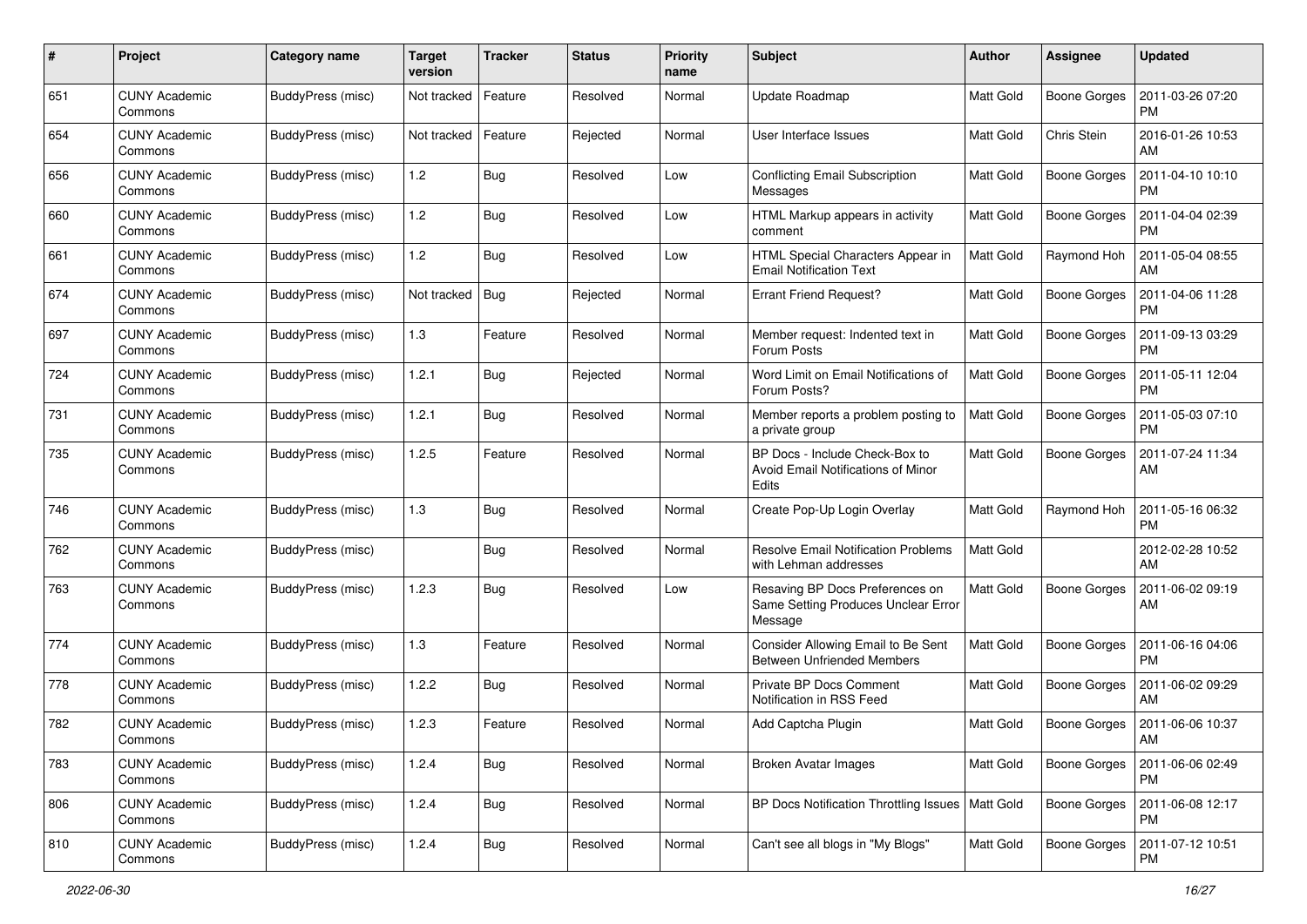| # | Project | Category name | Target version | Tracker | Status | Priority name | Subject | Author | Assignee | Updated |
|---|---|---|---|---|---|---|---|---|---|---|
| 651 | CUNY Academic Commons | BuddyPress (misc) | Not tracked | Feature | Resolved | Normal | Update Roadmap | Matt Gold | Boone Gorges | 2011-03-26 07:20 PM |
| 654 | CUNY Academic Commons | BuddyPress (misc) | Not tracked | Feature | Rejected | Normal | User Interface Issues | Matt Gold | Chris Stein | 2016-01-26 10:53 AM |
| 656 | CUNY Academic Commons | BuddyPress (misc) | 1.2 | Bug | Resolved | Low | Conflicting Email Subscription Messages | Matt Gold | Boone Gorges | 2011-04-10 10:10 PM |
| 660 | CUNY Academic Commons | BuddyPress (misc) | 1.2 | Bug | Resolved | Low | HTML Markup appears in activity comment | Matt Gold | Boone Gorges | 2011-04-04 02:39 PM |
| 661 | CUNY Academic Commons | BuddyPress (misc) | 1.2 | Bug | Resolved | Low | HTML Special Characters Appear in Email Notification Text | Matt Gold | Raymond Hoh | 2011-05-04 08:55 AM |
| 674 | CUNY Academic Commons | BuddyPress (misc) | Not tracked | Bug | Rejected | Normal | Errant Friend Request? | Matt Gold | Boone Gorges | 2011-04-06 11:28 PM |
| 697 | CUNY Academic Commons | BuddyPress (misc) | 1.3 | Feature | Resolved | Normal | Member request: Indented text in Forum Posts | Matt Gold | Boone Gorges | 2011-09-13 03:29 PM |
| 724 | CUNY Academic Commons | BuddyPress (misc) | 1.2.1 | Bug | Rejected | Normal | Word Limit on Email Notifications of Forum Posts? | Matt Gold | Boone Gorges | 2011-05-11 12:04 PM |
| 731 | CUNY Academic Commons | BuddyPress (misc) | 1.2.1 | Bug | Resolved | Normal | Member reports a problem posting to a private group | Matt Gold | Boone Gorges | 2011-05-03 07:10 PM |
| 735 | CUNY Academic Commons | BuddyPress (misc) | 1.2.5 | Feature | Resolved | Normal | BP Docs - Include Check-Box to Avoid Email Notifications of Minor Edits | Matt Gold | Boone Gorges | 2011-07-24 11:34 AM |
| 746 | CUNY Academic Commons | BuddyPress (misc) | 1.3 | Bug | Resolved | Normal | Create Pop-Up Login Overlay | Matt Gold | Raymond Hoh | 2011-05-16 06:32 PM |
| 762 | CUNY Academic Commons | BuddyPress (misc) | | Bug | Resolved | Normal | Resolve Email Notification Problems with Lehman addresses | Matt Gold | | 2012-02-28 10:52 AM |
| 763 | CUNY Academic Commons | BuddyPress (misc) | 1.2.3 | Bug | Resolved | Low | Resaving BP Docs Preferences on Same Setting Produces Unclear Error Message | Matt Gold | Boone Gorges | 2011-06-02 09:19 AM |
| 774 | CUNY Academic Commons | BuddyPress (misc) | 1.3 | Feature | Resolved | Normal | Consider Allowing Email to Be Sent Between Unfriended Members | Matt Gold | Boone Gorges | 2011-06-16 04:06 PM |
| 778 | CUNY Academic Commons | BuddyPress (misc) | 1.2.2 | Bug | Resolved | Normal | Private BP Docs Comment Notification in RSS Feed | Matt Gold | Boone Gorges | 2011-06-02 09:29 AM |
| 782 | CUNY Academic Commons | BuddyPress (misc) | 1.2.3 | Feature | Resolved | Normal | Add Captcha Plugin | Matt Gold | Boone Gorges | 2011-06-06 10:37 AM |
| 783 | CUNY Academic Commons | BuddyPress (misc) | 1.2.4 | Bug | Resolved | Normal | Broken Avatar Images | Matt Gold | Boone Gorges | 2011-06-06 02:49 PM |
| 806 | CUNY Academic Commons | BuddyPress (misc) | 1.2.4 | Bug | Resolved | Normal | BP Docs Notification Throttling Issues | Matt Gold | Boone Gorges | 2011-06-08 12:17 PM |
| 810 | CUNY Academic Commons | BuddyPress (misc) | 1.2.4 | Bug | Resolved | Normal | Can't see all blogs in "My Blogs" | Matt Gold | Boone Gorges | 2011-07-12 10:51 PM |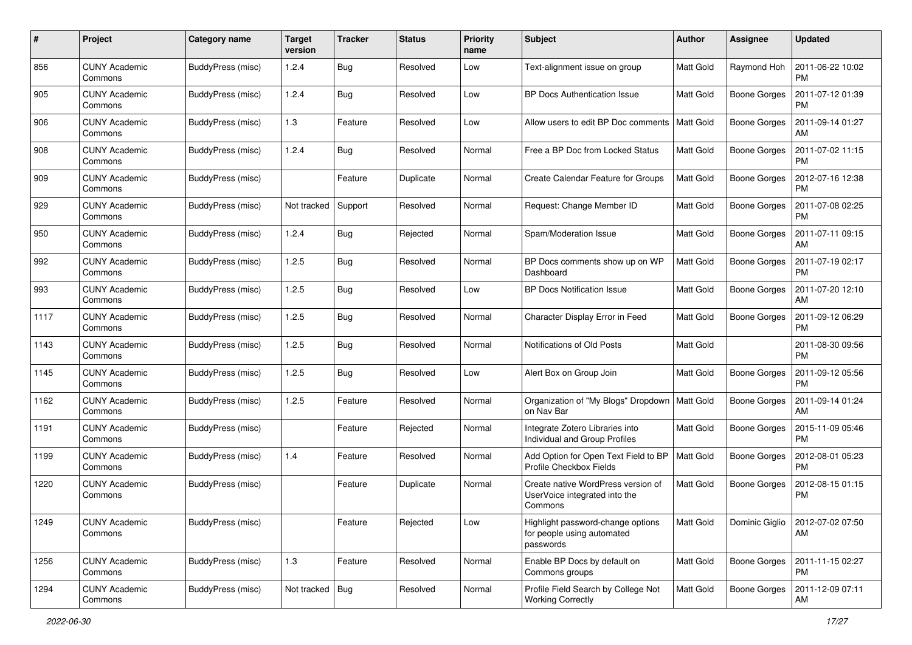| # | Project | Category name | Target version | Tracker | Status | Priority name | Subject | Author | Assignee | Updated |
|---|---|---|---|---|---|---|---|---|---|---|
| 856 | CUNY Academic Commons | BuddyPress (misc) | 1.2.4 | Bug | Resolved | Low | Text-alignment issue on group | Matt Gold | Raymond Hoh | 2011-06-22 10:02 PM |
| 905 | CUNY Academic Commons | BuddyPress (misc) | 1.2.4 | Bug | Resolved | Low | BP Docs Authentication Issue | Matt Gold | Boone Gorges | 2011-07-12 01:39 PM |
| 906 | CUNY Academic Commons | BuddyPress (misc) | 1.3 | Feature | Resolved | Low | Allow users to edit BP Doc comments | Matt Gold | Boone Gorges | 2011-09-14 01:27 AM |
| 908 | CUNY Academic Commons | BuddyPress (misc) | 1.2.4 | Bug | Resolved | Normal | Free a BP Doc from Locked Status | Matt Gold | Boone Gorges | 2011-07-02 11:15 PM |
| 909 | CUNY Academic Commons | BuddyPress (misc) | | Feature | Duplicate | Normal | Create Calendar Feature for Groups | Matt Gold | Boone Gorges | 2012-07-16 12:38 PM |
| 929 | CUNY Academic Commons | BuddyPress (misc) | Not tracked | Support | Resolved | Normal | Request: Change Member ID | Matt Gold | Boone Gorges | 2011-07-08 02:25 PM |
| 950 | CUNY Academic Commons | BuddyPress (misc) | 1.2.4 | Bug | Rejected | Normal | Spam/Moderation Issue | Matt Gold | Boone Gorges | 2011-07-11 09:15 AM |
| 992 | CUNY Academic Commons | BuddyPress (misc) | 1.2.5 | Bug | Resolved | Normal | BP Docs comments show up on WP Dashboard | Matt Gold | Boone Gorges | 2011-07-19 02:17 PM |
| 993 | CUNY Academic Commons | BuddyPress (misc) | 1.2.5 | Bug | Resolved | Low | BP Docs Notification Issue | Matt Gold | Boone Gorges | 2011-07-20 12:10 AM |
| 1117 | CUNY Academic Commons | BuddyPress (misc) | 1.2.5 | Bug | Resolved | Normal | Character Display Error in Feed | Matt Gold | Boone Gorges | 2011-09-12 06:29 PM |
| 1143 | CUNY Academic Commons | BuddyPress (misc) | 1.2.5 | Bug | Resolved | Normal | Notifications of Old Posts | Matt Gold | | 2011-08-30 09:56 PM |
| 1145 | CUNY Academic Commons | BuddyPress (misc) | 1.2.5 | Bug | Resolved | Low | Alert Box on Group Join | Matt Gold | Boone Gorges | 2011-09-12 05:56 PM |
| 1162 | CUNY Academic Commons | BuddyPress (misc) | 1.2.5 | Feature | Resolved | Normal | Organization of "My Blogs" Dropdown on Nav Bar | Matt Gold | Boone Gorges | 2011-09-14 01:24 AM |
| 1191 | CUNY Academic Commons | BuddyPress (misc) | | Feature | Rejected | Normal | Integrate Zotero Libraries into Individual and Group Profiles | Matt Gold | Boone Gorges | 2015-11-09 05:46 PM |
| 1199 | CUNY Academic Commons | BuddyPress (misc) | 1.4 | Feature | Resolved | Normal | Add Option for Open Text Field to BP Profile Checkbox Fields | Matt Gold | Boone Gorges | 2012-08-01 05:23 PM |
| 1220 | CUNY Academic Commons | BuddyPress (misc) | | Feature | Duplicate | Normal | Create native WordPress version of UserVoice integrated into the Commons | Matt Gold | Boone Gorges | 2012-08-15 01:15 PM |
| 1249 | CUNY Academic Commons | BuddyPress (misc) | | Feature | Rejected | Low | Highlight password-change options for people using automated passwords | Matt Gold | Dominic Giglio | 2012-07-02 07:50 AM |
| 1256 | CUNY Academic Commons | BuddyPress (misc) | 1.3 | Feature | Resolved | Normal | Enable BP Docs by default on Commons groups | Matt Gold | Boone Gorges | 2011-11-15 02:27 PM |
| 1294 | CUNY Academic Commons | BuddyPress (misc) | Not tracked | Bug | Resolved | Normal | Profile Field Search by College Not Working Correctly | Matt Gold | Boone Gorges | 2011-12-09 07:11 AM |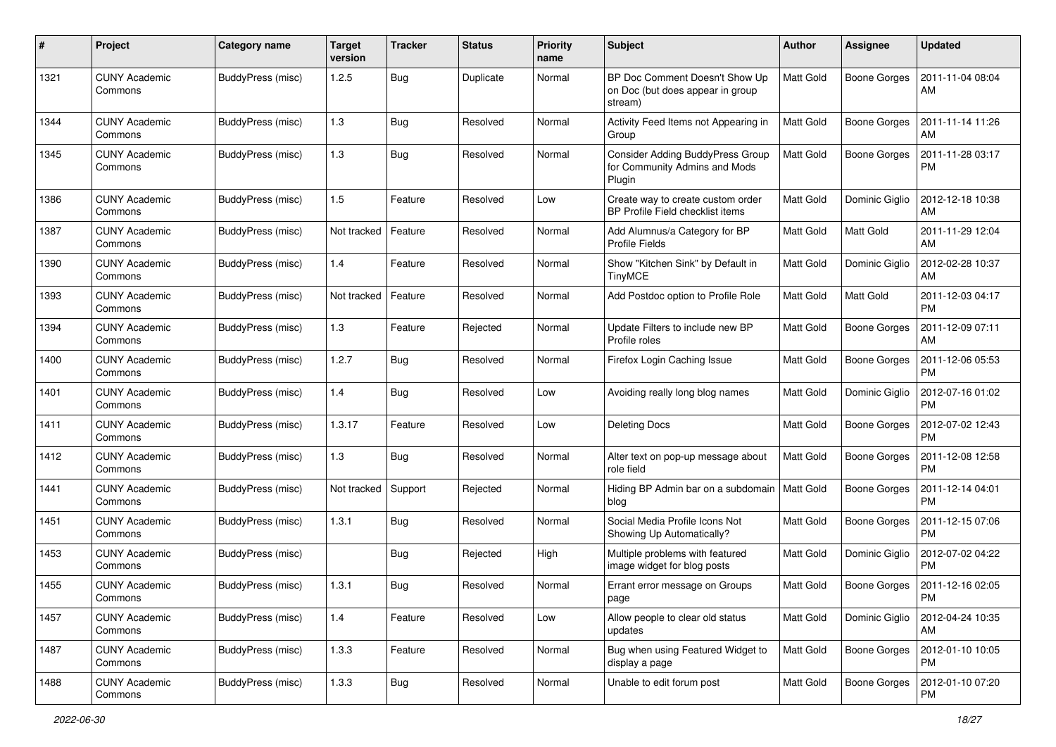| # | Project | Category name | Target version | Tracker | Status | Priority name | Subject | Author | Assignee | Updated |
|---|---|---|---|---|---|---|---|---|---|---|
| 1321 | CUNY Academic Commons | BuddyPress (misc) | 1.2.5 | Bug | Duplicate | Normal | BP Doc Comment Doesn't Show Up on Doc (but does appear in group stream) | Matt Gold | Boone Gorges | 2011-11-04 08:04 AM |
| 1344 | CUNY Academic Commons | BuddyPress (misc) | 1.3 | Bug | Resolved | Normal | Activity Feed Items not Appearing in Group | Matt Gold | Boone Gorges | 2011-11-14 11:26 AM |
| 1345 | CUNY Academic Commons | BuddyPress (misc) | 1.3 | Bug | Resolved | Normal | Consider Adding BuddyPress Group for Community Admins and Mods Plugin | Matt Gold | Boone Gorges | 2011-11-28 03:17 PM |
| 1386 | CUNY Academic Commons | BuddyPress (misc) | 1.5 | Feature | Resolved | Low | Create way to create custom order BP Profile Field checklist items | Matt Gold | Dominic Giglio | 2012-12-18 10:38 AM |
| 1387 | CUNY Academic Commons | BuddyPress (misc) | Not tracked | Feature | Resolved | Normal | Add Alumnus/a Category for BP Profile Fields | Matt Gold | Matt Gold | 2011-11-29 12:04 AM |
| 1390 | CUNY Academic Commons | BuddyPress (misc) | 1.4 | Feature | Resolved | Normal | Show "Kitchen Sink" by Default in TinyMCE | Matt Gold | Dominic Giglio | 2012-02-28 10:37 AM |
| 1393 | CUNY Academic Commons | BuddyPress (misc) | Not tracked | Feature | Resolved | Normal | Add Postdoc option to Profile Role | Matt Gold | Matt Gold | 2011-12-03 04:17 PM |
| 1394 | CUNY Academic Commons | BuddyPress (misc) | 1.3 | Feature | Rejected | Normal | Update Filters to include new BP Profile roles | Matt Gold | Boone Gorges | 2011-12-09 07:11 AM |
| 1400 | CUNY Academic Commons | BuddyPress (misc) | 1.2.7 | Bug | Resolved | Normal | Firefox Login Caching Issue | Matt Gold | Boone Gorges | 2011-12-06 05:53 PM |
| 1401 | CUNY Academic Commons | BuddyPress (misc) | 1.4 | Bug | Resolved | Low | Avoiding really long blog names | Matt Gold | Dominic Giglio | 2012-07-16 01:02 PM |
| 1411 | CUNY Academic Commons | BuddyPress (misc) | 1.3.17 | Feature | Resolved | Low | Deleting Docs | Matt Gold | Boone Gorges | 2012-07-02 12:43 PM |
| 1412 | CUNY Academic Commons | BuddyPress (misc) | 1.3 | Bug | Resolved | Normal | Alter text on pop-up message about role field | Matt Gold | Boone Gorges | 2011-12-08 12:58 PM |
| 1441 | CUNY Academic Commons | BuddyPress (misc) | Not tracked | Support | Rejected | Normal | Hiding BP Admin bar on a subdomain blog | Matt Gold | Boone Gorges | 2011-12-14 04:01 PM |
| 1451 | CUNY Academic Commons | BuddyPress (misc) | 1.3.1 | Bug | Resolved | Normal | Social Media Profile Icons Not Showing Up Automatically? | Matt Gold | Boone Gorges | 2011-12-15 07:06 PM |
| 1453 | CUNY Academic Commons | BuddyPress (misc) | | Bug | Rejected | High | Multiple problems with featured image widget for blog posts | Matt Gold | Dominic Giglio | 2012-07-02 04:22 PM |
| 1455 | CUNY Academic Commons | BuddyPress (misc) | 1.3.1 | Bug | Resolved | Normal | Errant error message on Groups page | Matt Gold | Boone Gorges | 2011-12-16 02:05 PM |
| 1457 | CUNY Academic Commons | BuddyPress (misc) | 1.4 | Feature | Resolved | Low | Allow people to clear old status updates | Matt Gold | Dominic Giglio | 2012-04-24 10:35 AM |
| 1487 | CUNY Academic Commons | BuddyPress (misc) | 1.3.3 | Feature | Resolved | Normal | Bug when using Featured Widget to display a page | Matt Gold | Boone Gorges | 2012-01-10 10:05 PM |
| 1488 | CUNY Academic Commons | BuddyPress (misc) | 1.3.3 | Bug | Resolved | Normal | Unable to edit forum post | Matt Gold | Boone Gorges | 2012-01-10 07:20 PM |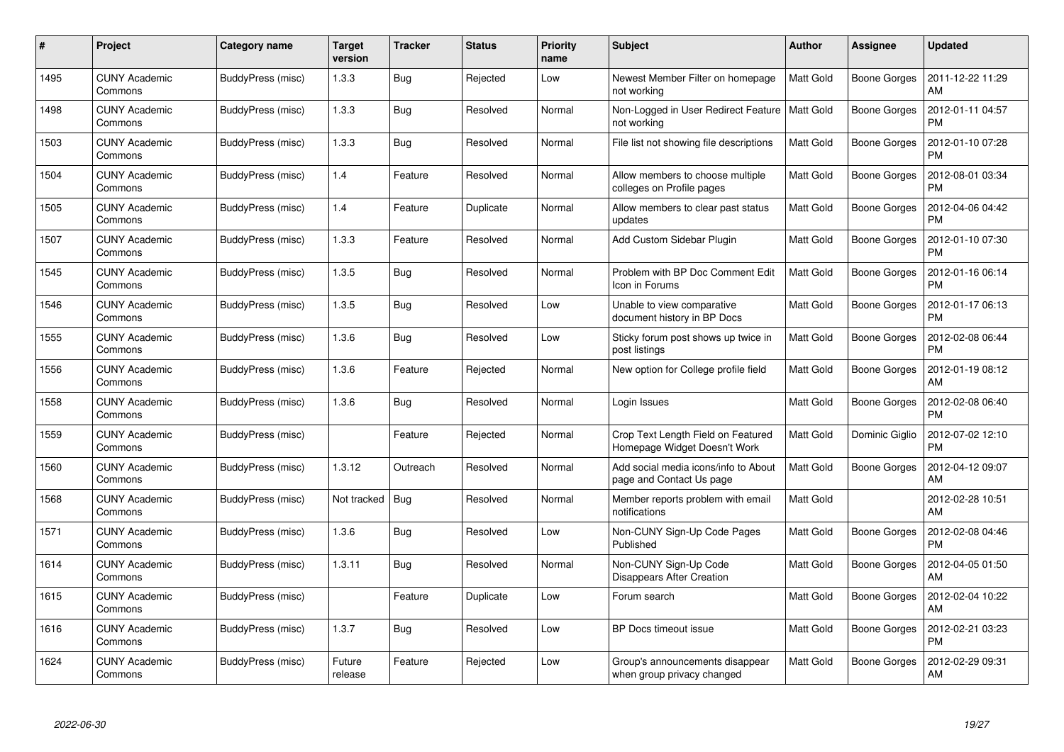| # | Project | Category name | Target version | Tracker | Status | Priority name | Subject | Author | Assignee | Updated |
|---|---|---|---|---|---|---|---|---|---|---|
| 1495 | CUNY Academic Commons | BuddyPress (misc) | 1.3.3 | Bug | Rejected | Low | Newest Member Filter on homepage not working | Matt Gold | Boone Gorges | 2011-12-22 11:29 AM |
| 1498 | CUNY Academic Commons | BuddyPress (misc) | 1.3.3 | Bug | Resolved | Normal | Non-Logged in User Redirect Feature not working | Matt Gold | Boone Gorges | 2012-01-11 04:57 PM |
| 1503 | CUNY Academic Commons | BuddyPress (misc) | 1.3.3 | Bug | Resolved | Normal | File list not showing file descriptions | Matt Gold | Boone Gorges | 2012-01-10 07:28 PM |
| 1504 | CUNY Academic Commons | BuddyPress (misc) | 1.4 | Feature | Resolved | Normal | Allow members to choose multiple colleges on Profile pages | Matt Gold | Boone Gorges | 2012-08-01 03:34 PM |
| 1505 | CUNY Academic Commons | BuddyPress (misc) | 1.4 | Feature | Duplicate | Normal | Allow members to clear past status updates | Matt Gold | Boone Gorges | 2012-04-06 04:42 PM |
| 1507 | CUNY Academic Commons | BuddyPress (misc) | 1.3.3 | Feature | Resolved | Normal | Add Custom Sidebar Plugin | Matt Gold | Boone Gorges | 2012-01-10 07:30 PM |
| 1545 | CUNY Academic Commons | BuddyPress (misc) | 1.3.5 | Bug | Resolved | Normal | Problem with BP Doc Comment Edit Icon in Forums | Matt Gold | Boone Gorges | 2012-01-16 06:14 PM |
| 1546 | CUNY Academic Commons | BuddyPress (misc) | 1.3.5 | Bug | Resolved | Low | Unable to view comparative document history in BP Docs | Matt Gold | Boone Gorges | 2012-01-17 06:13 PM |
| 1555 | CUNY Academic Commons | BuddyPress (misc) | 1.3.6 | Bug | Resolved | Low | Sticky forum post shows up twice in post listings | Matt Gold | Boone Gorges | 2012-02-08 06:44 PM |
| 1556 | CUNY Academic Commons | BuddyPress (misc) | 1.3.6 | Feature | Rejected | Normal | New option for College profile field | Matt Gold | Boone Gorges | 2012-01-19 08:12 AM |
| 1558 | CUNY Academic Commons | BuddyPress (misc) | 1.3.6 | Bug | Resolved | Normal | Login Issues | Matt Gold | Boone Gorges | 2012-02-08 06:40 PM |
| 1559 | CUNY Academic Commons | BuddyPress (misc) | | Feature | Rejected | Normal | Crop Text Length Field on Featured Homepage Widget Doesn't Work | Matt Gold | Dominic Giglio | 2012-07-02 12:10 PM |
| 1560 | CUNY Academic Commons | BuddyPress (misc) | 1.3.12 | Outreach | Resolved | Normal | Add social media icons/info to About page and Contact Us page | Matt Gold | Boone Gorges | 2012-04-12 09:07 AM |
| 1568 | CUNY Academic Commons | BuddyPress (misc) | Not tracked | Bug | Resolved | Normal | Member reports problem with email notifications | Matt Gold | | 2012-02-28 10:51 AM |
| 1571 | CUNY Academic Commons | BuddyPress (misc) | 1.3.6 | Bug | Resolved | Low | Non-CUNY Sign-Up Code Pages Published | Matt Gold | Boone Gorges | 2012-02-08 04:46 PM |
| 1614 | CUNY Academic Commons | BuddyPress (misc) | 1.3.11 | Bug | Resolved | Normal | Non-CUNY Sign-Up Code Disappears After Creation | Matt Gold | Boone Gorges | 2012-04-05 01:50 AM |
| 1615 | CUNY Academic Commons | BuddyPress (misc) | | Feature | Duplicate | Low | Forum search | Matt Gold | Boone Gorges | 2012-02-04 10:22 AM |
| 1616 | CUNY Academic Commons | BuddyPress (misc) | 1.3.7 | Bug | Resolved | Low | BP Docs timeout issue | Matt Gold | Boone Gorges | 2012-02-21 03:23 PM |
| 1624 | CUNY Academic Commons | BuddyPress (misc) | Future release | Feature | Rejected | Low | Group's announcements disappear when group privacy changed | Matt Gold | Boone Gorges | 2012-02-29 09:31 AM |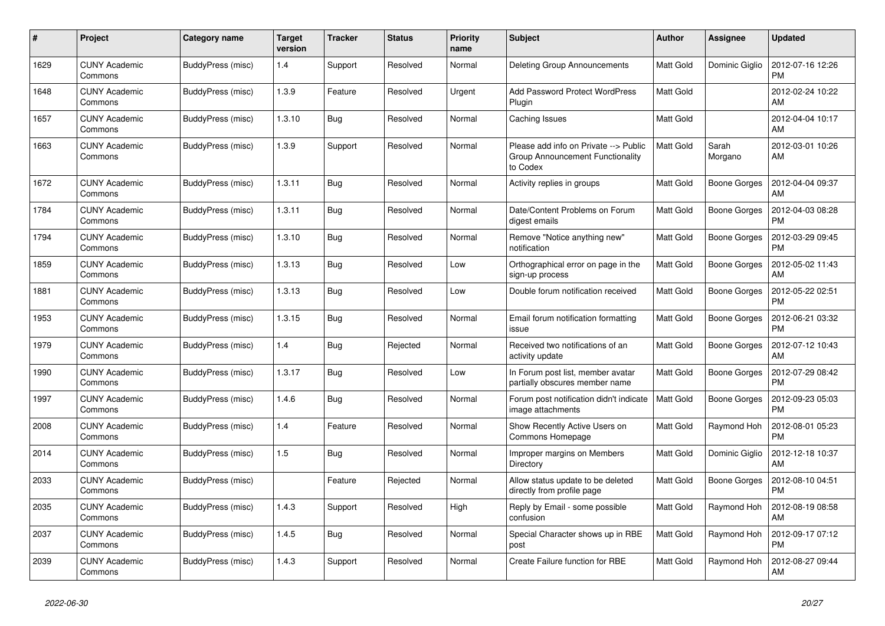| # | Project | Category name | Target version | Tracker | Status | Priority name | Subject | Author | Assignee | Updated |
|---|---|---|---|---|---|---|---|---|---|---|
| 1629 | CUNY Academic Commons | BuddyPress (misc) | 1.4 | Support | Resolved | Normal | Deleting Group Announcements | Matt Gold | Dominic Giglio | 2012-07-16 12:26 PM |
| 1648 | CUNY Academic Commons | BuddyPress (misc) | 1.3.9 | Feature | Resolved | Urgent | Add Password Protect WordPress Plugin | Matt Gold | | 2012-02-24 10:22 AM |
| 1657 | CUNY Academic Commons | BuddyPress (misc) | 1.3.10 | Bug | Resolved | Normal | Caching Issues | Matt Gold | | 2012-04-04 10:17 AM |
| 1663 | CUNY Academic Commons | BuddyPress (misc) | 1.3.9 | Support | Resolved | Normal | Please add info on Private --> Public Group Announcement Functionality to Codex | Matt Gold | Sarah Morgano | 2012-03-01 10:26 AM |
| 1672 | CUNY Academic Commons | BuddyPress (misc) | 1.3.11 | Bug | Resolved | Normal | Activity replies in groups | Matt Gold | Boone Gorges | 2012-04-04 09:37 AM |
| 1784 | CUNY Academic Commons | BuddyPress (misc) | 1.3.11 | Bug | Resolved | Normal | Date/Content Problems on Forum digest emails | Matt Gold | Boone Gorges | 2012-04-03 08:28 PM |
| 1794 | CUNY Academic Commons | BuddyPress (misc) | 1.3.10 | Bug | Resolved | Normal | Remove "Notice anything new" notification | Matt Gold | Boone Gorges | 2012-03-29 09:45 PM |
| 1859 | CUNY Academic Commons | BuddyPress (misc) | 1.3.13 | Bug | Resolved | Low | Orthographical error on page in the sign-up process | Matt Gold | Boone Gorges | 2012-05-02 11:43 AM |
| 1881 | CUNY Academic Commons | BuddyPress (misc) | 1.3.13 | Bug | Resolved | Low | Double forum notification received | Matt Gold | Boone Gorges | 2012-05-22 02:51 PM |
| 1953 | CUNY Academic Commons | BuddyPress (misc) | 1.3.15 | Bug | Resolved | Normal | Email forum notification formatting issue | Matt Gold | Boone Gorges | 2012-06-21 03:32 PM |
| 1979 | CUNY Academic Commons | BuddyPress (misc) | 1.4 | Bug | Rejected | Normal | Received two notifications of an activity update | Matt Gold | Boone Gorges | 2012-07-12 10:43 AM |
| 1990 | CUNY Academic Commons | BuddyPress (misc) | 1.3.17 | Bug | Resolved | Low | In Forum post list, member avatar partially obscures member name | Matt Gold | Boone Gorges | 2012-07-29 08:42 PM |
| 1997 | CUNY Academic Commons | BuddyPress (misc) | 1.4.6 | Bug | Resolved | Normal | Forum post notification didn't indicate image attachments | Matt Gold | Boone Gorges | 2012-09-23 05:03 PM |
| 2008 | CUNY Academic Commons | BuddyPress (misc) | 1.4 | Feature | Resolved | Normal | Show Recently Active Users on Commons Homepage | Matt Gold | Raymond Hoh | 2012-08-01 05:23 PM |
| 2014 | CUNY Academic Commons | BuddyPress (misc) | 1.5 | Bug | Resolved | Normal | Improper margins on Members Directory | Matt Gold | Dominic Giglio | 2012-12-18 10:37 AM |
| 2033 | CUNY Academic Commons | BuddyPress (misc) | | Feature | Rejected | Normal | Allow status update to be deleted directly from profile page | Matt Gold | Boone Gorges | 2012-08-10 04:51 PM |
| 2035 | CUNY Academic Commons | BuddyPress (misc) | 1.4.3 | Support | Resolved | High | Reply by Email - some possible confusion | Matt Gold | Raymond Hoh | 2012-08-19 08:58 AM |
| 2037 | CUNY Academic Commons | BuddyPress (misc) | 1.4.5 | Bug | Resolved | Normal | Special Character shows up in RBE post | Matt Gold | Raymond Hoh | 2012-09-17 07:12 PM |
| 2039 | CUNY Academic Commons | BuddyPress (misc) | 1.4.3 | Support | Resolved | Normal | Create Failure function for RBE | Matt Gold | Raymond Hoh | 2012-08-27 09:44 AM |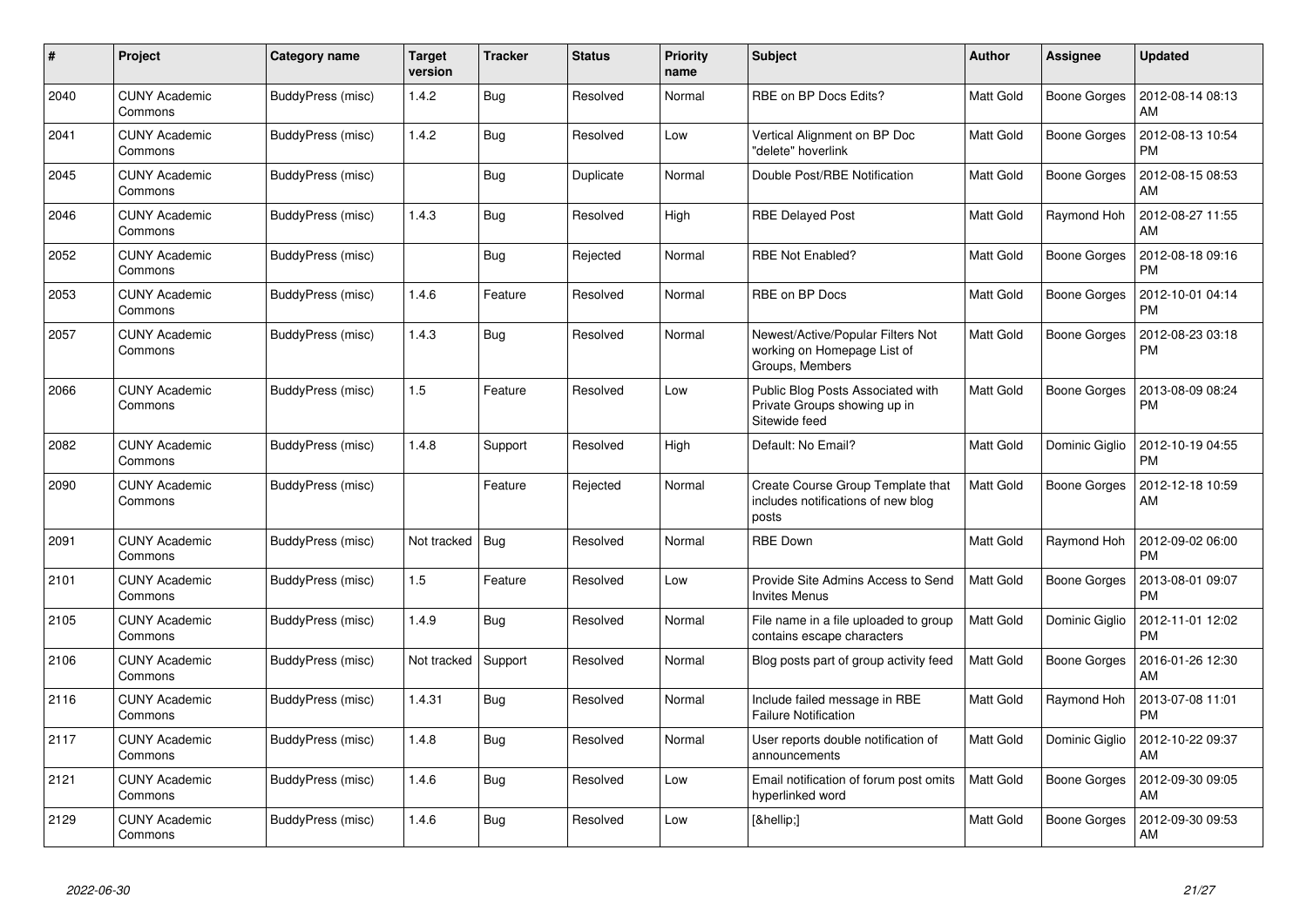| # | Project | Category name | Target version | Tracker | Status | Priority name | Subject | Author | Assignee | Updated |
|---|---|---|---|---|---|---|---|---|---|---|
| 2040 | CUNY Academic Commons | BuddyPress (misc) | 1.4.2 | Bug | Resolved | Normal | RBE on BP Docs Edits? | Matt Gold | Boone Gorges | 2012-08-14 08:13 AM |
| 2041 | CUNY Academic Commons | BuddyPress (misc) | 1.4.2 | Bug | Resolved | Low | Vertical Alignment on BP Doc "delete" hoverlink | Matt Gold | Boone Gorges | 2012-08-13 10:54 PM |
| 2045 | CUNY Academic Commons | BuddyPress (misc) | | Bug | Duplicate | Normal | Double Post/RBE Notification | Matt Gold | Boone Gorges | 2012-08-15 08:53 AM |
| 2046 | CUNY Academic Commons | BuddyPress (misc) | 1.4.3 | Bug | Resolved | High | RBE Delayed Post | Matt Gold | Raymond Hoh | 2012-08-27 11:55 AM |
| 2052 | CUNY Academic Commons | BuddyPress (misc) | | Bug | Rejected | Normal | RBE Not Enabled? | Matt Gold | Boone Gorges | 2012-08-18 09:16 PM |
| 2053 | CUNY Academic Commons | BuddyPress (misc) | 1.4.6 | Feature | Resolved | Normal | RBE on BP Docs | Matt Gold | Boone Gorges | 2012-10-01 04:14 PM |
| 2057 | CUNY Academic Commons | BuddyPress (misc) | 1.4.3 | Bug | Resolved | Normal | Newest/Active/Popular Filters Not working on Homepage List of Groups, Members | Matt Gold | Boone Gorges | 2012-08-23 03:18 PM |
| 2066 | CUNY Academic Commons | BuddyPress (misc) | 1.5 | Feature | Resolved | Low | Public Blog Posts Associated with Private Groups showing up in Sitewide feed | Matt Gold | Boone Gorges | 2013-08-09 08:24 PM |
| 2082 | CUNY Academic Commons | BuddyPress (misc) | 1.4.8 | Support | Resolved | High | Default: No Email? | Matt Gold | Dominic Giglio | 2012-10-19 04:55 PM |
| 2090 | CUNY Academic Commons | BuddyPress (misc) | | Feature | Rejected | Normal | Create Course Group Template that includes notifications of new blog posts | Matt Gold | Boone Gorges | 2012-12-18 10:59 AM |
| 2091 | CUNY Academic Commons | BuddyPress (misc) | Not tracked | Bug | Resolved | Normal | RBE Down | Matt Gold | Raymond Hoh | 2012-09-02 06:00 PM |
| 2101 | CUNY Academic Commons | BuddyPress (misc) | 1.5 | Feature | Resolved | Low | Provide Site Admins Access to Send Invites Menus | Matt Gold | Boone Gorges | 2013-08-01 09:07 PM |
| 2105 | CUNY Academic Commons | BuddyPress (misc) | 1.4.9 | Bug | Resolved | Normal | File name in a file uploaded to group contains escape characters | Matt Gold | Dominic Giglio | 2012-11-01 12:02 PM |
| 2106 | CUNY Academic Commons | BuddyPress (misc) | Not tracked | Support | Resolved | Normal | Blog posts part of group activity feed | Matt Gold | Boone Gorges | 2016-01-26 12:30 AM |
| 2116 | CUNY Academic Commons | BuddyPress (misc) | 1.4.31 | Bug | Resolved | Normal | Include failed message in RBE Failure Notification | Matt Gold | Raymond Hoh | 2013-07-08 11:01 PM |
| 2117 | CUNY Academic Commons | BuddyPress (misc) | 1.4.8 | Bug | Resolved | Normal | User reports double notification of announcements | Matt Gold | Dominic Giglio | 2012-10-22 09:37 AM |
| 2121 | CUNY Academic Commons | BuddyPress (misc) | 1.4.6 | Bug | Resolved | Low | Email notification of forum post omits hyperlinked word | Matt Gold | Boone Gorges | 2012-09-30 09:05 AM |
| 2129 | CUNY Academic Commons | BuddyPress (misc) | 1.4.6 | Bug | Resolved | Low | [&hellip;] | Matt Gold | Boone Gorges | 2012-09-30 09:53 AM |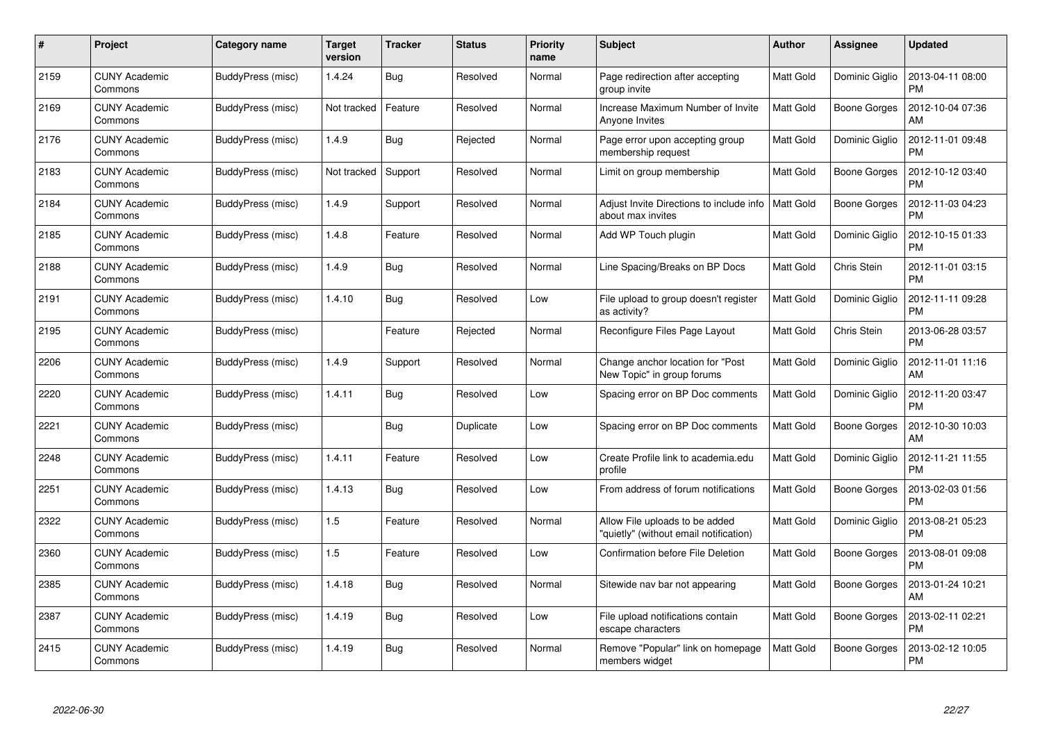| # | Project | Category name | Target version | Tracker | Status | Priority name | Subject | Author | Assignee | Updated |
|---|---|---|---|---|---|---|---|---|---|---|
| 2159 | CUNY Academic Commons | BuddyPress (misc) | 1.4.24 | Bug | Resolved | Normal | Page redirection after accepting group invite | Matt Gold | Dominic Giglio | 2013-04-11 08:00 PM |
| 2169 | CUNY Academic Commons | BuddyPress (misc) | Not tracked | Feature | Resolved | Normal | Increase Maximum Number of Invite Anyone Invites | Matt Gold | Boone Gorges | 2012-10-04 07:36 AM |
| 2176 | CUNY Academic Commons | BuddyPress (misc) | 1.4.9 | Bug | Rejected | Normal | Page error upon accepting group membership request | Matt Gold | Dominic Giglio | 2012-11-01 09:48 PM |
| 2183 | CUNY Academic Commons | BuddyPress (misc) | Not tracked | Support | Resolved | Normal | Limit on group membership | Matt Gold | Boone Gorges | 2012-10-12 03:40 PM |
| 2184 | CUNY Academic Commons | BuddyPress (misc) | 1.4.9 | Support | Resolved | Normal | Adjust Invite Directions to include info about max invites | Matt Gold | Boone Gorges | 2012-11-03 04:23 PM |
| 2185 | CUNY Academic Commons | BuddyPress (misc) | 1.4.8 | Feature | Resolved | Normal | Add WP Touch plugin | Matt Gold | Dominic Giglio | 2012-10-15 01:33 PM |
| 2188 | CUNY Academic Commons | BuddyPress (misc) | 1.4.9 | Bug | Resolved | Normal | Line Spacing/Breaks on BP Docs | Matt Gold | Chris Stein | 2012-11-01 03:15 PM |
| 2191 | CUNY Academic Commons | BuddyPress (misc) | 1.4.10 | Bug | Resolved | Low | File upload to group doesn't register as activity? | Matt Gold | Dominic Giglio | 2012-11-11 09:28 PM |
| 2195 | CUNY Academic Commons | BuddyPress (misc) | | Feature | Rejected | Normal | Reconfigure Files Page Layout | Matt Gold | Chris Stein | 2013-06-28 03:57 PM |
| 2206 | CUNY Academic Commons | BuddyPress (misc) | 1.4.9 | Support | Resolved | Normal | Change anchor location for "Post New Topic" in group forums | Matt Gold | Dominic Giglio | 2012-11-01 11:16 AM |
| 2220 | CUNY Academic Commons | BuddyPress (misc) | 1.4.11 | Bug | Resolved | Low | Spacing error on BP Doc comments | Matt Gold | Dominic Giglio | 2012-11-20 03:47 PM |
| 2221 | CUNY Academic Commons | BuddyPress (misc) | | Bug | Duplicate | Low | Spacing error on BP Doc comments | Matt Gold | Boone Gorges | 2012-10-30 10:03 AM |
| 2248 | CUNY Academic Commons | BuddyPress (misc) | 1.4.11 | Feature | Resolved | Low | Create Profile link to academia.edu profile | Matt Gold | Dominic Giglio | 2012-11-21 11:55 PM |
| 2251 | CUNY Academic Commons | BuddyPress (misc) | 1.4.13 | Bug | Resolved | Low | From address of forum notifications | Matt Gold | Boone Gorges | 2013-02-03 01:56 PM |
| 2322 | CUNY Academic Commons | BuddyPress (misc) | 1.5 | Feature | Resolved | Normal | Allow File uploads to be added "quietly" (without email notification) | Matt Gold | Dominic Giglio | 2013-08-21 05:23 PM |
| 2360 | CUNY Academic Commons | BuddyPress (misc) | 1.5 | Feature | Resolved | Low | Confirmation before File Deletion | Matt Gold | Boone Gorges | 2013-08-01 09:08 PM |
| 2385 | CUNY Academic Commons | BuddyPress (misc) | 1.4.18 | Bug | Resolved | Normal | Sitewide nav bar not appearing | Matt Gold | Boone Gorges | 2013-01-24 10:21 AM |
| 2387 | CUNY Academic Commons | BuddyPress (misc) | 1.4.19 | Bug | Resolved | Low | File upload notifications contain escape characters | Matt Gold | Boone Gorges | 2013-02-11 02:21 PM |
| 2415 | CUNY Academic Commons | BuddyPress (misc) | 1.4.19 | Bug | Resolved | Normal | Remove "Popular" link on homepage members widget | Matt Gold | Boone Gorges | 2013-02-12 10:05 PM |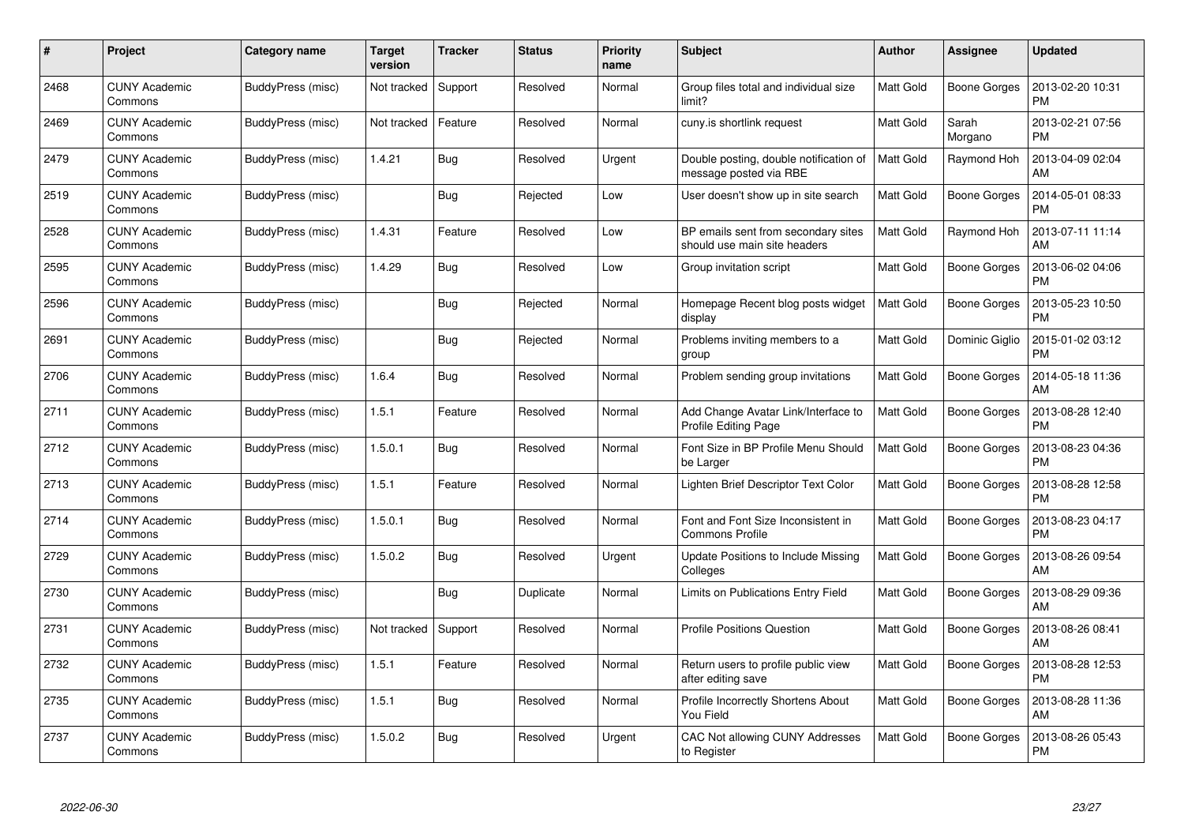| # | Project | Category name | Target version | Tracker | Status | Priority name | Subject | Author | Assignee | Updated |
|---|---|---|---|---|---|---|---|---|---|---|
| 2468 | CUNY Academic Commons | BuddyPress (misc) | Not tracked | Support | Resolved | Normal | Group files total and individual size limit? | Matt Gold | Boone Gorges | 2013-02-20 10:31 PM |
| 2469 | CUNY Academic Commons | BuddyPress (misc) | Not tracked | Feature | Resolved | Normal | cuny.is shortlink request | Matt Gold | Sarah Morgano | 2013-02-21 07:56 PM |
| 2479 | CUNY Academic Commons | BuddyPress (misc) | 1.4.21 | Bug | Resolved | Urgent | Double posting, double notification of message posted via RBE | Matt Gold | Raymond Hoh | 2013-04-09 02:04 AM |
| 2519 | CUNY Academic Commons | BuddyPress (misc) | | Bug | Rejected | Low | User doesn't show up in site search | Matt Gold | Boone Gorges | 2014-05-01 08:33 PM |
| 2528 | CUNY Academic Commons | BuddyPress (misc) | 1.4.31 | Feature | Resolved | Low | BP emails sent from secondary sites should use main site headers | Matt Gold | Raymond Hoh | 2013-07-11 11:14 AM |
| 2595 | CUNY Academic Commons | BuddyPress (misc) | 1.4.29 | Bug | Resolved | Low | Group invitation script | Matt Gold | Boone Gorges | 2013-06-02 04:06 PM |
| 2596 | CUNY Academic Commons | BuddyPress (misc) | | Bug | Rejected | Normal | Homepage Recent blog posts widget display | Matt Gold | Boone Gorges | 2013-05-23 10:50 PM |
| 2691 | CUNY Academic Commons | BuddyPress (misc) | | Bug | Rejected | Normal | Problems inviting members to a group | Matt Gold | Dominic Giglio | 2015-01-02 03:12 PM |
| 2706 | CUNY Academic Commons | BuddyPress (misc) | 1.6.4 | Bug | Resolved | Normal | Problem sending group invitations | Matt Gold | Boone Gorges | 2014-05-18 11:36 AM |
| 2711 | CUNY Academic Commons | BuddyPress (misc) | 1.5.1 | Feature | Resolved | Normal | Add Change Avatar Link/Interface to Profile Editing Page | Matt Gold | Boone Gorges | 2013-08-28 12:40 PM |
| 2712 | CUNY Academic Commons | BuddyPress (misc) | 1.5.0.1 | Bug | Resolved | Normal | Font Size in BP Profile Menu Should be Larger | Matt Gold | Boone Gorges | 2013-08-23 04:36 PM |
| 2713 | CUNY Academic Commons | BuddyPress (misc) | 1.5.1 | Feature | Resolved | Normal | Lighten Brief Descriptor Text Color | Matt Gold | Boone Gorges | 2013-08-28 12:58 PM |
| 2714 | CUNY Academic Commons | BuddyPress (misc) | 1.5.0.1 | Bug | Resolved | Normal | Font and Font Size Inconsistent in Commons Profile | Matt Gold | Boone Gorges | 2013-08-23 04:17 PM |
| 2729 | CUNY Academic Commons | BuddyPress (misc) | 1.5.0.2 | Bug | Resolved | Urgent | Update Positions to Include Missing Colleges | Matt Gold | Boone Gorges | 2013-08-26 09:54 AM |
| 2730 | CUNY Academic Commons | BuddyPress (misc) | | Bug | Duplicate | Normal | Limits on Publications Entry Field | Matt Gold | Boone Gorges | 2013-08-29 09:36 AM |
| 2731 | CUNY Academic Commons | BuddyPress (misc) | Not tracked | Support | Resolved | Normal | Profile Positions Question | Matt Gold | Boone Gorges | 2013-08-26 08:41 AM |
| 2732 | CUNY Academic Commons | BuddyPress (misc) | 1.5.1 | Feature | Resolved | Normal | Return users to profile public view after editing save | Matt Gold | Boone Gorges | 2013-08-28 12:53 PM |
| 2735 | CUNY Academic Commons | BuddyPress (misc) | 1.5.1 | Bug | Resolved | Normal | Profile Incorrectly Shortens About You Field | Matt Gold | Boone Gorges | 2013-08-28 11:36 AM |
| 2737 | CUNY Academic Commons | BuddyPress (misc) | 1.5.0.2 | Bug | Resolved | Urgent | CAC Not allowing CUNY Addresses to Register | Matt Gold | Boone Gorges | 2013-08-26 05:43 PM |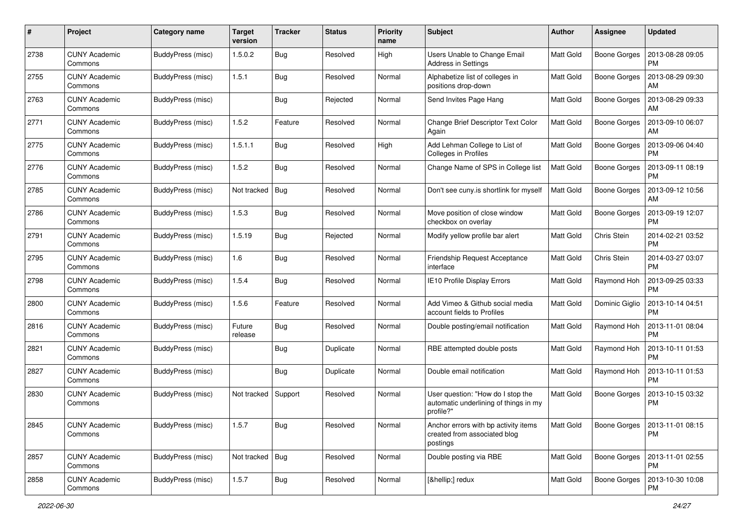| # | Project | Category name | Target version | Tracker | Status | Priority name | Subject | Author | Assignee | Updated |
|---|---|---|---|---|---|---|---|---|---|---|
| 2738 | CUNY Academic Commons | BuddyPress (misc) | 1.5.0.2 | Bug | Resolved | High | Users Unable to Change Email Address in Settings | Matt Gold | Boone Gorges | 2013-08-28 09:05 PM |
| 2755 | CUNY Academic Commons | BuddyPress (misc) | 1.5.1 | Bug | Resolved | Normal | Alphabetize list of colleges in positions drop-down | Matt Gold | Boone Gorges | 2013-08-29 09:30 AM |
| 2763 | CUNY Academic Commons | BuddyPress (misc) | | Bug | Rejected | Normal | Send Invites Page Hang | Matt Gold | Boone Gorges | 2013-08-29 09:33 AM |
| 2771 | CUNY Academic Commons | BuddyPress (misc) | 1.5.2 | Feature | Resolved | Normal | Change Brief Descriptor Text Color Again | Matt Gold | Boone Gorges | 2013-09-10 06:07 AM |
| 2775 | CUNY Academic Commons | BuddyPress (misc) | 1.5.1.1 | Bug | Resolved | High | Add Lehman College to List of Colleges in Profiles | Matt Gold | Boone Gorges | 2013-09-06 04:40 PM |
| 2776 | CUNY Academic Commons | BuddyPress (misc) | 1.5.2 | Bug | Resolved | Normal | Change Name of SPS in College list | Matt Gold | Boone Gorges | 2013-09-11 08:19 PM |
| 2785 | CUNY Academic Commons | BuddyPress (misc) | Not tracked | Bug | Resolved | Normal | Don't see cuny.is shortlink for myself | Matt Gold | Boone Gorges | 2013-09-12 10:56 AM |
| 2786 | CUNY Academic Commons | BuddyPress (misc) | 1.5.3 | Bug | Resolved | Normal | Move position of close window checkbox on overlay | Matt Gold | Boone Gorges | 2013-09-19 12:07 PM |
| 2791 | CUNY Academic Commons | BuddyPress (misc) | 1.5.19 | Bug | Rejected | Normal | Modify yellow profile bar alert | Matt Gold | Chris Stein | 2014-02-21 03:52 PM |
| 2795 | CUNY Academic Commons | BuddyPress (misc) | 1.6 | Bug | Resolved | Normal | Friendship Request Acceptance interface | Matt Gold | Chris Stein | 2014-03-27 03:07 PM |
| 2798 | CUNY Academic Commons | BuddyPress (misc) | 1.5.4 | Bug | Resolved | Normal | IE10 Profile Display Errors | Matt Gold | Raymond Hoh | 2013-09-25 03:33 PM |
| 2800 | CUNY Academic Commons | BuddyPress (misc) | 1.5.6 | Feature | Resolved | Normal | Add Vimeo & Github social media account fields to Profiles | Matt Gold | Dominic Giglio | 2013-10-14 04:51 PM |
| 2816 | CUNY Academic Commons | BuddyPress (misc) | Future release | Bug | Resolved | Normal | Double posting/email notification | Matt Gold | Raymond Hoh | 2013-11-01 08:04 PM |
| 2821 | CUNY Academic Commons | BuddyPress (misc) | | Bug | Duplicate | Normal | RBE attempted double posts | Matt Gold | Raymond Hoh | 2013-10-11 01:53 PM |
| 2827 | CUNY Academic Commons | BuddyPress (misc) | | Bug | Duplicate | Normal | Double email notification | Matt Gold | Raymond Hoh | 2013-10-11 01:53 PM |
| 2830 | CUNY Academic Commons | BuddyPress (misc) | Not tracked | Support | Resolved | Normal | User question: "How do I stop the automatic underlining of things in my profile?" | Matt Gold | Boone Gorges | 2013-10-15 03:32 PM |
| 2845 | CUNY Academic Commons | BuddyPress (misc) | 1.5.7 | Bug | Resolved | Normal | Anchor errors with bp activity items created from associated blog postings | Matt Gold | Boone Gorges | 2013-11-01 08:15 PM |
| 2857 | CUNY Academic Commons | BuddyPress (misc) | Not tracked | Bug | Resolved | Normal | Double posting via RBE | Matt Gold | Boone Gorges | 2013-11-01 02:55 PM |
| 2858 | CUNY Academic Commons | BuddyPress (misc) | 1.5.7 | Bug | Resolved | Normal | [&hellip;] redux | Matt Gold | Boone Gorges | 2013-10-30 10:08 PM |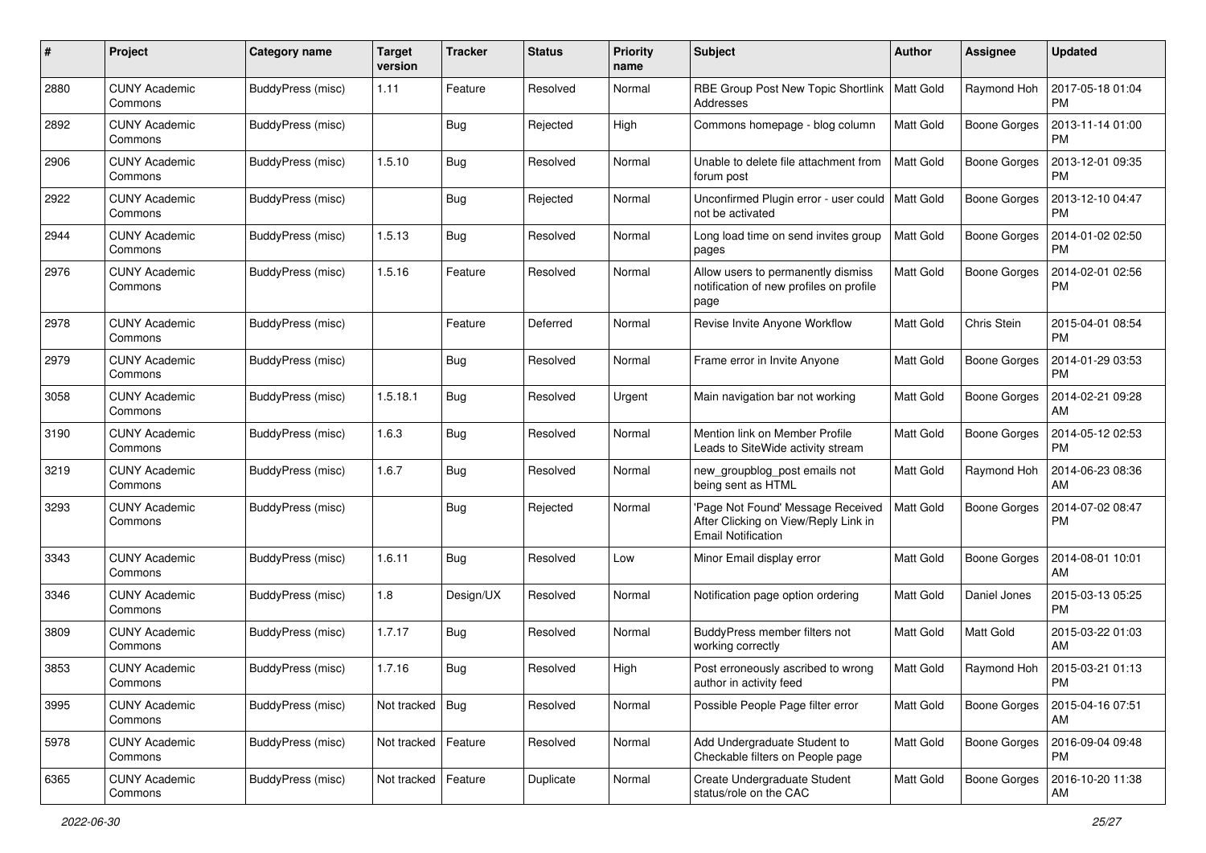| # | Project | Category name | Target version | Tracker | Status | Priority name | Subject | Author | Assignee | Updated |
| --- | --- | --- | --- | --- | --- | --- | --- | --- | --- | --- |
| 2880 | CUNY Academic Commons | BuddyPress (misc) | 1.11 | Feature | Resolved | Normal | RBE Group Post New Topic Shortlink Addresses | Matt Gold | Raymond Hoh | 2017-05-18 01:04 PM |
| 2892 | CUNY Academic Commons | BuddyPress (misc) | | Bug | Rejected | High | Commons homepage - blog column | Matt Gold | Boone Gorges | 2013-11-14 01:00 PM |
| 2906 | CUNY Academic Commons | BuddyPress (misc) | 1.5.10 | Bug | Resolved | Normal | Unable to delete file attachment from forum post | Matt Gold | Boone Gorges | 2013-12-01 09:35 PM |
| 2922 | CUNY Academic Commons | BuddyPress (misc) | | Bug | Rejected | Normal | Unconfirmed Plugin error - user could not be activated | Matt Gold | Boone Gorges | 2013-12-10 04:47 PM |
| 2944 | CUNY Academic Commons | BuddyPress (misc) | 1.5.13 | Bug | Resolved | Normal | Long load time on send invites group pages | Matt Gold | Boone Gorges | 2014-01-02 02:50 PM |
| 2976 | CUNY Academic Commons | BuddyPress (misc) | 1.5.16 | Feature | Resolved | Normal | Allow users to permanently dismiss notification of new profiles on profile page | Matt Gold | Boone Gorges | 2014-02-01 02:56 PM |
| 2978 | CUNY Academic Commons | BuddyPress (misc) | | Feature | Deferred | Normal | Revise Invite Anyone Workflow | Matt Gold | Chris Stein | 2015-04-01 08:54 PM |
| 2979 | CUNY Academic Commons | BuddyPress (misc) | | Bug | Resolved | Normal | Frame error in Invite Anyone | Matt Gold | Boone Gorges | 2014-01-29 03:53 PM |
| 3058 | CUNY Academic Commons | BuddyPress (misc) | 1.5.18.1 | Bug | Resolved | Urgent | Main navigation bar not working | Matt Gold | Boone Gorges | 2014-02-21 09:28 AM |
| 3190 | CUNY Academic Commons | BuddyPress (misc) | 1.6.3 | Bug | Resolved | Normal | Mention link on Member Profile Leads to SiteWide activity stream | Matt Gold | Boone Gorges | 2014-05-12 02:53 PM |
| 3219 | CUNY Academic Commons | BuddyPress (misc) | 1.6.7 | Bug | Resolved | Normal | new_groupblog_post emails not being sent as HTML | Matt Gold | Raymond Hoh | 2014-06-23 08:36 AM |
| 3293 | CUNY Academic Commons | BuddyPress (misc) | | Bug | Rejected | Normal | 'Page Not Found' Message Received After Clicking on View/Reply Link in Email Notification | Matt Gold | Boone Gorges | 2014-07-02 08:47 PM |
| 3343 | CUNY Academic Commons | BuddyPress (misc) | 1.6.11 | Bug | Resolved | Low | Minor Email display error | Matt Gold | Boone Gorges | 2014-08-01 10:01 AM |
| 3346 | CUNY Academic Commons | BuddyPress (misc) | 1.8 | Design/UX | Resolved | Normal | Notification page option ordering | Matt Gold | Daniel Jones | 2015-03-13 05:25 PM |
| 3809 | CUNY Academic Commons | BuddyPress (misc) | 1.7.17 | Bug | Resolved | Normal | BuddyPress member filters not working correctly | Matt Gold | Matt Gold | 2015-03-22 01:03 AM |
| 3853 | CUNY Academic Commons | BuddyPress (misc) | 1.7.16 | Bug | Resolved | High | Post erroneously ascribed to wrong author in activity feed | Matt Gold | Raymond Hoh | 2015-03-21 01:13 PM |
| 3995 | CUNY Academic Commons | BuddyPress (misc) | Not tracked | Bug | Resolved | Normal | Possible People Page filter error | Matt Gold | Boone Gorges | 2015-04-16 07:51 AM |
| 5978 | CUNY Academic Commons | BuddyPress (misc) | Not tracked | Feature | Resolved | Normal | Add Undergraduate Student to Checkable filters on People page | Matt Gold | Boone Gorges | 2016-09-04 09:48 PM |
| 6365 | CUNY Academic Commons | BuddyPress (misc) | Not tracked | Feature | Duplicate | Normal | Create Undergraduate Student status/role on the CAC | Matt Gold | Boone Gorges | 2016-10-20 11:38 AM |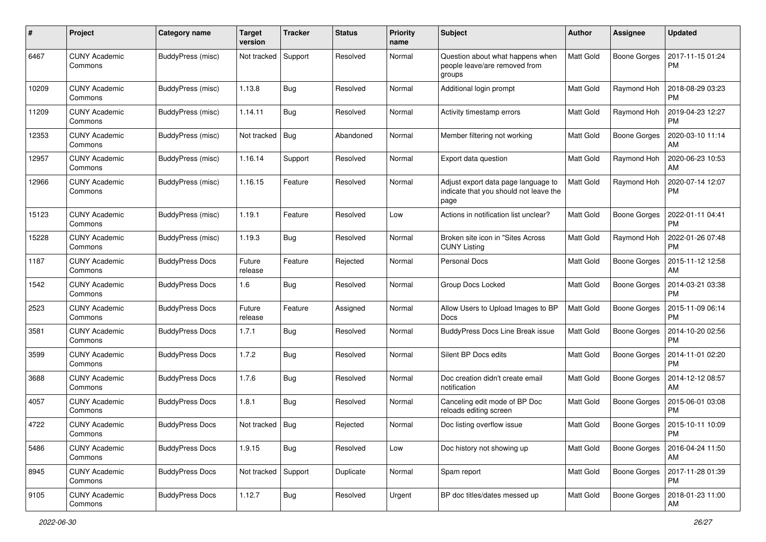| # | Project | Category name | Target version | Tracker | Status | Priority name | Subject | Author | Assignee | Updated |
|---|---|---|---|---|---|---|---|---|---|---|
| 6467 | CUNY Academic Commons | BuddyPress (misc) | Not tracked | Support | Resolved | Normal | Question about what happens when people leave/are removed from groups | Matt Gold | Boone Gorges | 2017-11-15 01:24 PM |
| 10209 | CUNY Academic Commons | BuddyPress (misc) | 1.13.8 | Bug | Resolved | Normal | Additional login prompt | Matt Gold | Raymond Hoh | 2018-08-29 03:23 PM |
| 11209 | CUNY Academic Commons | BuddyPress (misc) | 1.14.11 | Bug | Resolved | Normal | Activity timestamp errors | Matt Gold | Raymond Hoh | 2019-04-23 12:27 PM |
| 12353 | CUNY Academic Commons | BuddyPress (misc) | Not tracked | Bug | Abandoned | Normal | Member filtering not working | Matt Gold | Boone Gorges | 2020-03-10 11:14 AM |
| 12957 | CUNY Academic Commons | BuddyPress (misc) | 1.16.14 | Support | Resolved | Normal | Export data question | Matt Gold | Raymond Hoh | 2020-06-23 10:53 AM |
| 12966 | CUNY Academic Commons | BuddyPress (misc) | 1.16.15 | Feature | Resolved | Normal | Adjust export data page language to indicate that you should not leave the page | Matt Gold | Raymond Hoh | 2020-07-14 12:07 PM |
| 15123 | CUNY Academic Commons | BuddyPress (misc) | 1.19.1 | Feature | Resolved | Low | Actions in notification list unclear? | Matt Gold | Boone Gorges | 2022-01-11 04:41 PM |
| 15228 | CUNY Academic Commons | BuddyPress (misc) | 1.19.3 | Bug | Resolved | Normal | Broken site icon in "Sites Across CUNY Listing | Matt Gold | Raymond Hoh | 2022-01-26 07:48 PM |
| 1187 | CUNY Academic Commons | BuddyPress Docs | Future release | Feature | Rejected | Normal | Personal Docs | Matt Gold | Boone Gorges | 2015-11-12 12:58 AM |
| 1542 | CUNY Academic Commons | BuddyPress Docs | 1.6 | Bug | Resolved | Normal | Group Docs Locked | Matt Gold | Boone Gorges | 2014-03-21 03:38 PM |
| 2523 | CUNY Academic Commons | BuddyPress Docs | Future release | Feature | Assigned | Normal | Allow Users to Upload Images to BP Docs | Matt Gold | Boone Gorges | 2015-11-09 06:14 PM |
| 3581 | CUNY Academic Commons | BuddyPress Docs | 1.7.1 | Bug | Resolved | Normal | BuddyPress Docs Line Break issue | Matt Gold | Boone Gorges | 2014-10-20 02:56 PM |
| 3599 | CUNY Academic Commons | BuddyPress Docs | 1.7.2 | Bug | Resolved | Normal | Silent BP Docs edits | Matt Gold | Boone Gorges | 2014-11-01 02:20 PM |
| 3688 | CUNY Academic Commons | BuddyPress Docs | 1.7.6 | Bug | Resolved | Normal | Doc creation didn't create email notification | Matt Gold | Boone Gorges | 2014-12-12 08:57 AM |
| 4057 | CUNY Academic Commons | BuddyPress Docs | 1.8.1 | Bug | Resolved | Normal | Canceling edit mode of BP Doc reloads editing screen | Matt Gold | Boone Gorges | 2015-06-01 03:08 PM |
| 4722 | CUNY Academic Commons | BuddyPress Docs | Not tracked | Bug | Rejected | Normal | Doc listing overflow issue | Matt Gold | Boone Gorges | 2015-10-11 10:09 PM |
| 5486 | CUNY Academic Commons | BuddyPress Docs | 1.9.15 | Bug | Resolved | Low | Doc history not showing up | Matt Gold | Boone Gorges | 2016-04-24 11:50 AM |
| 8945 | CUNY Academic Commons | BuddyPress Docs | Not tracked | Support | Duplicate | Normal | Spam report | Matt Gold | Boone Gorges | 2017-11-28 01:39 PM |
| 9105 | CUNY Academic Commons | BuddyPress Docs | 1.12.7 | Bug | Resolved | Urgent | BP doc titles/dates messed up | Matt Gold | Boone Gorges | 2018-01-23 11:00 AM |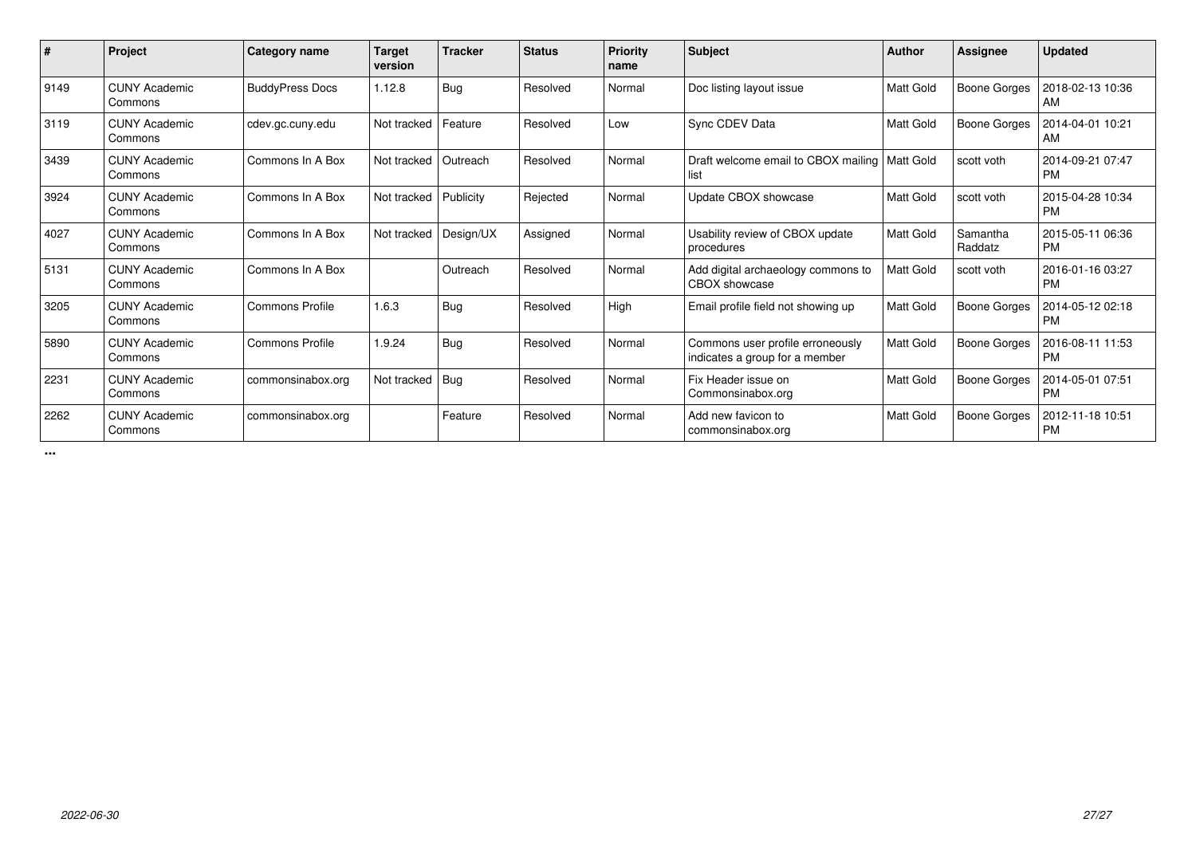| # | Project | Category name | Target version | Tracker | Status | Priority name | Subject | Author | Assignee | Updated |
|---|---|---|---|---|---|---|---|---|---|---|
| 9149 | CUNY Academic Commons | BuddyPress Docs | 1.12.8 | Bug | Resolved | Normal | Doc listing layout issue | Matt Gold | Boone Gorges | 2018-02-13 10:36 AM |
| 3119 | CUNY Academic Commons | cdev.gc.cuny.edu | Not tracked | Feature | Resolved | Low | Sync CDEV Data | Matt Gold | Boone Gorges | 2014-04-01 10:21 AM |
| 3439 | CUNY Academic Commons | Commons In A Box | Not tracked | Outreach | Resolved | Normal | Draft welcome email to CBOX mailing list | Matt Gold | scott voth | 2014-09-21 07:47 PM |
| 3924 | CUNY Academic Commons | Commons In A Box | Not tracked | Publicity | Rejected | Normal | Update CBOX showcase | Matt Gold | scott voth | 2015-04-28 10:34 PM |
| 4027 | CUNY Academic Commons | Commons In A Box | Not tracked | Design/UX | Assigned | Normal | Usability review of CBOX update procedures | Matt Gold | Samantha Raddatz | 2015-05-11 06:36 PM |
| 5131 | CUNY Academic Commons | Commons In A Box | | Outreach | Resolved | Normal | Add digital archaeology commons to CBOX showcase | Matt Gold | scott voth | 2016-01-16 03:27 PM |
| 3205 | CUNY Academic Commons | Commons Profile | 1.6.3 | Bug | Resolved | High | Email profile field not showing up | Matt Gold | Boone Gorges | 2014-05-12 02:18 PM |
| 5890 | CUNY Academic Commons | Commons Profile | 1.9.24 | Bug | Resolved | Normal | Commons user profile erroneously indicates a group for a member | Matt Gold | Boone Gorges | 2016-08-11 11:53 PM |
| 2231 | CUNY Academic Commons | commonsinabox.org | Not tracked | Bug | Resolved | Normal | Fix Header issue on Commonsinabox.org | Matt Gold | Boone Gorges | 2014-05-01 07:51 PM |
| 2262 | CUNY Academic Commons | commonsinabox.org | | Feature | Resolved | Normal | Add new favicon to commonsinabox.org | Matt Gold | Boone Gorges | 2012-11-18 10:51 PM |

...